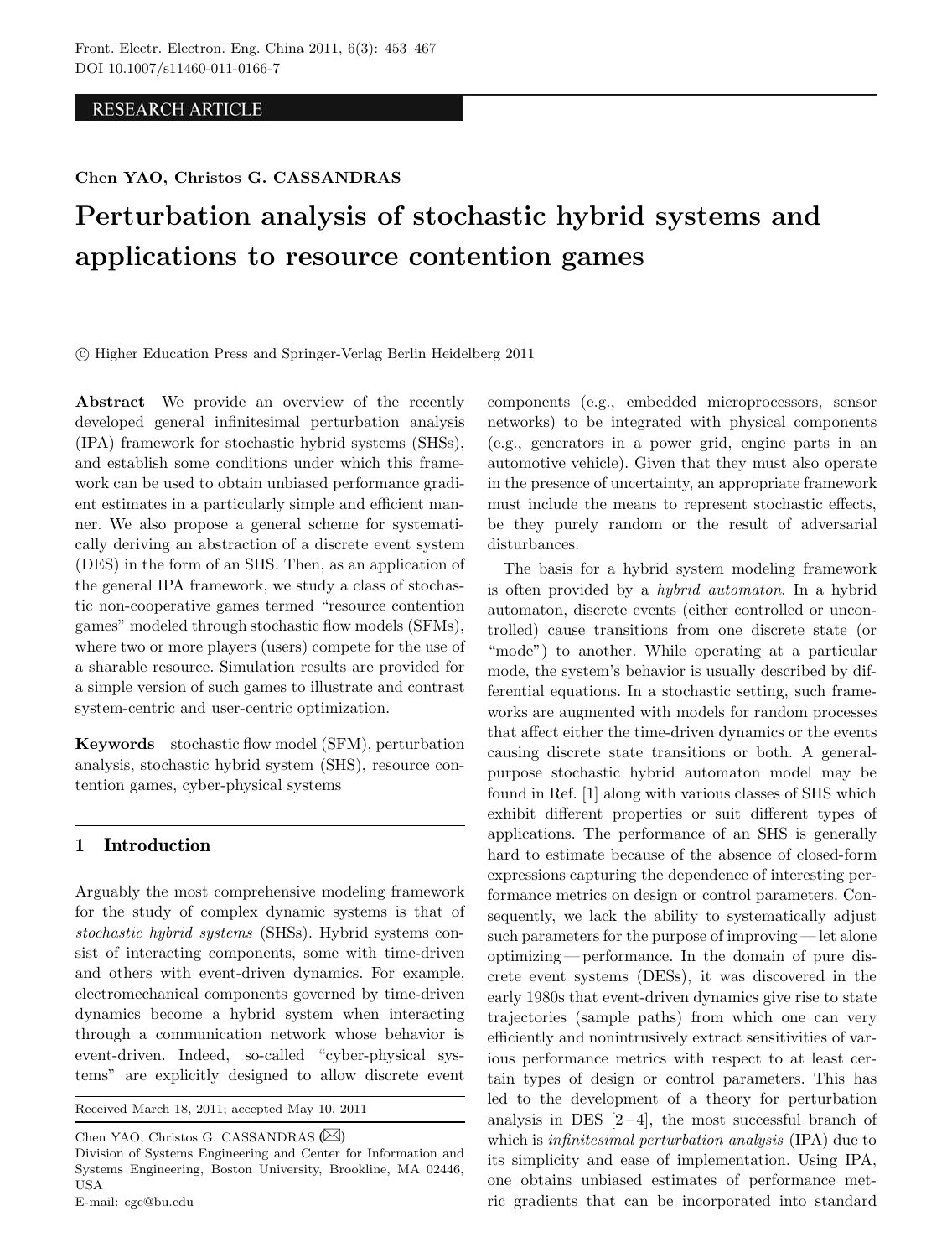RESEARCH ARTICLE

**Chen YAO, Christos G. CASSANDRAS**

# Perturbation analysis of stochastic hybrid systems and applications to resource contention games

© Higher Education Press and Springer-Verlag Berlin Heidelberg 2011

**Abstract** We provide an overview of the recently developed general infinitesimal perturbation analysis (IPA) framework for stochastic hybrid systems (SHSs), and establish some conditions under which this framework can be used to obtain unbiased performance gradient estimates in a particularly simple and efficient manner. We also propose a general scheme for systematically deriving an abstraction of a discrete event system (DES) in the form of an SHS. Then, as an application of the general IPA framework, we study a class of stochastic non-cooperative games termed "resource contention games" modeled through stochastic flow models (SFMs), where two or more players (users) compete for the use of a sharable resource. Simulation results are provided for a simple version of such games to illustrate and contrast system-centric and user-centric optimization.

**Keywords** stochastic flow model (SFM), perturbation analysis, stochastic hybrid system (SHS), resource contention games, cyber-physical systems

## 1 Introduction

Arguably the most comprehensive modeling framework for the study of complex dynamic systems is that of *stochastic hybrid systems* (SHSs). Hybrid systems consist of interacting components, some with time-driven and others with event-driven dynamics. For example, electromechanical components governed by time-driven dynamics become a hybrid system when interacting through a communication network whose behavior is event-driven. Indeed, so-called "cyber-physical systems" are explicitly designed to allow discrete event components (e.g., embedded microprocessors, sensor networks) to be integrated with physical components (e.g., generators in a power grid, engine parts in an automotive vehicle). Given that they must also operate in the presence of uncertainty, an appropriate framework must include the means to represent stochastic effects, be they purely random or the result of adversarial disturbances.

The basis for a hybrid system modeling framework is often provided by a *hybrid automaton*. In a hybrid automaton, discrete events (either controlled or uncontrolled) cause transitions from one discrete state (or "mode") to another. While operating at a particular mode, the system's behavior is usually described by differential equations. In a stochastic setting, such frameworks are augmented with models for random processes that affect either the time-driven dynamics or the events causing discrete state transitions or both. A general-purpose stochastic hybrid automaton model may be found in Ref. [1] along with various classes of SHS which exhibit different properties or suit different types of applications. The performance of an SHS is generally hard to estimate because of the absence of closed-form expressions capturing the dependence of interesting performance metrics on design or control parameters. Consequently, we lack the ability to systematically adjust such parameters for the purpose of improving — let alone optimizing — performance. In the domain of pure discrete event systems (DESs), it was discovered in the early 1980s that event-driven dynamics give rise to state trajectories (sample paths) from which one can very efficiently and nonintrusively extract sensitivities of various performance metrics with respect to at least certain types of design or control parameters. This has led to the development of a theory for perturbation analysis in DES [2–4], the most successful branch of which is *infinitesimal perturbation analysis* (IPA) due to its simplicity and ease of implementation. Using IPA, one obtains unbiased estimates of performance metric gradients that can be incorporated into standard

Received March 18, 2011; accepted May 10, 2011

Chen YAO, Christos G. CASSANDRAS (✉)
Division of Systems Engineering and Center for Information and Systems Engineering, Boston University, Brookline, MA 02446, USA
E-mail: cgc@bu.edu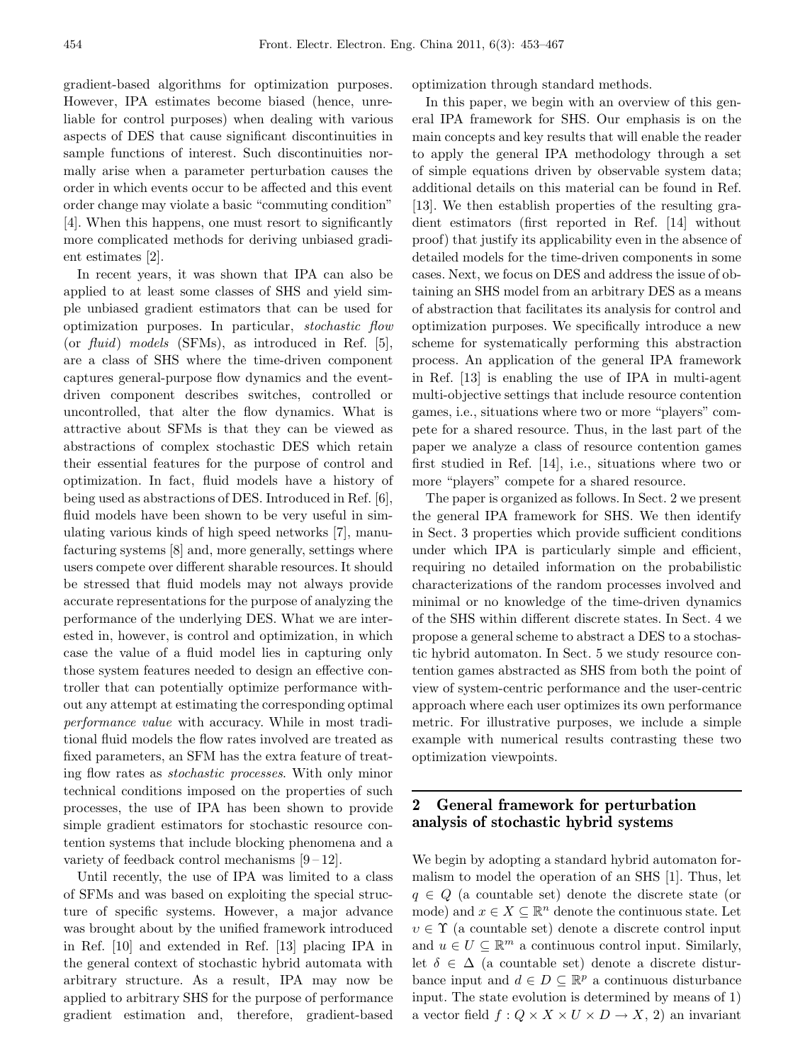gradient-based algorithms for optimization purposes. However, IPA estimates become biased (hence, unreliable for control purposes) when dealing with various aspects of DES that cause significant discontinuities in sample functions of interest. Such discontinuities normally arise when a parameter perturbation causes the order in which events occur to be affected and this event order change may violate a basic "commuting condition" [4]. When this happens, one must resort to significantly more complicated methods for deriving unbiased gradient estimates [2].

In recent years, it was shown that IPA can also be applied to at least some classes of SHS and yield simple unbiased gradient estimators that can be used for optimization purposes. In particular, *stochastic flow* (or *fluid*) *models* (SFMs), as introduced in Ref. [5], are a class of SHS where the time-driven component captures general-purpose flow dynamics and the event-driven component describes switches, controlled or uncontrolled, that alter the flow dynamics. What is attractive about SFMs is that they can be viewed as abstractions of complex stochastic DES which retain their essential features for the purpose of control and optimization. In fact, fluid models have a history of being used as abstractions of DES. Introduced in Ref. [6], fluid models have been shown to be very useful in simulating various kinds of high speed networks [7], manufacturing systems [8] and, more generally, settings where users compete over different sharable resources. It should be stressed that fluid models may not always provide accurate representations for the purpose of analyzing the performance of the underlying DES. What we are interested in, however, is control and optimization, in which case the value of a fluid model lies in capturing only those system features needed to design an effective controller that can potentially optimize performance without any attempt at estimating the corresponding optimal *performance value* with accuracy. While in most traditional fluid models the flow rates involved are treated as fixed parameters, an SFM has the extra feature of treating flow rates as *stochastic processes*. With only minor technical conditions imposed on the properties of such processes, the use of IPA has been shown to provide simple gradient estimators for stochastic resource contention systems that include blocking phenomena and a variety of feedback control mechanisms [9–12].

Until recently, the use of IPA was limited to a class of SFMs and was based on exploiting the special structure of specific systems. However, a major advance was brought about by the unified framework introduced in Ref. [10] and extended in Ref. [13] placing IPA in the general context of stochastic hybrid automata with arbitrary structure. As a result, IPA may now be applied to arbitrary SHS for the purpose of performance gradient estimation and, therefore, gradient-based optimization through standard methods.

In this paper, we begin with an overview of this general IPA framework for SHS. Our emphasis is on the main concepts and key results that will enable the reader to apply the general IPA methodology through a set of simple equations driven by observable system data; additional details on this material can be found in Ref. [13]. We then establish properties of the resulting gradient estimators (first reported in Ref. [14] without proof) that justify its applicability even in the absence of detailed models for the time-driven components in some cases. Next, we focus on DES and address the issue of obtaining an SHS model from an arbitrary DES as a means of abstraction that facilitates its analysis for control and optimization purposes. We specifically introduce a new scheme for systematically performing this abstraction process. An application of the general IPA framework in Ref. [13] is enabling the use of IPA in multi-agent multi-objective settings that include resource contention games, i.e., situations where two or more "players" compete for a shared resource. Thus, in the last part of the paper we analyze a class of resource contention games first studied in Ref. [14], i.e., situations where two or more "players" compete for a shared resource.

The paper is organized as follows. In Sect. 2 we present the general IPA framework for SHS. We then identify in Sect. 3 properties which provide sufficient conditions under which IPA is particularly simple and efficient, requiring no detailed information on the probabilistic characterizations of the random processes involved and minimal or no knowledge of the time-driven dynamics of the SHS within different discrete states. In Sect. 4 we propose a general scheme to abstract a DES to a stochastic hybrid automaton. In Sect. 5 we study resource contention games abstracted as SHS from both the point of view of system-centric performance and the user-centric approach where each user optimizes its own performance metric. For illustrative purposes, we include a simple example with numerical results contrasting these two optimization viewpoints.

## 2 General framework for perturbation analysis of stochastic hybrid systems

We begin by adopting a standard hybrid automaton formalism to model the operation of an SHS [1]. Thus, let $q \in Q$ (a countable set) denote the discrete state (or mode) and $x \in X \subseteq \mathbb{R}^n$ denote the continuous state. Let $\upsilon \in \Upsilon$ (a countable set) denote a discrete control input and $u \in U \subseteq \mathbb{R}^m$ a continuous control input. Similarly, let $\delta \in \Delta$ (a countable set) denote a discrete disturbance input and $d \in D \subseteq \mathbb{R}^p$ a continuous disturbance input. The state evolution is determined by means of 1) a vector field $f : Q \times X \times U \times D \to X$, 2) an invariant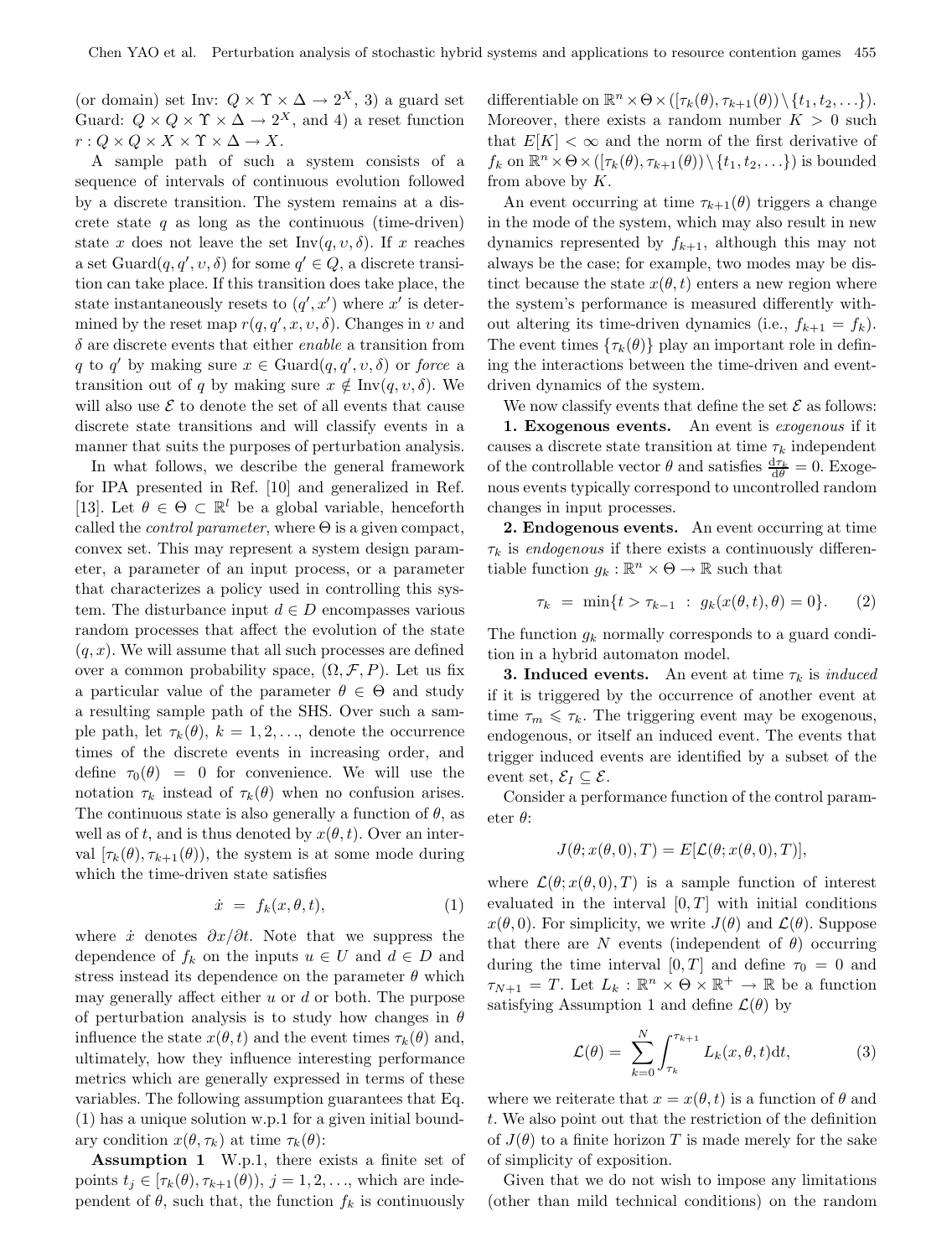(or domain) set Inv: $Q \times \Upsilon \times \Delta \to 2^X$, 3) a guard set Guard: $Q \times Q \times \Upsilon \times \Delta \to 2^X$, and 4) a reset function $r : Q \times Q \times X \times \Upsilon \times \Delta \to X$.

A sample path of such a system consists of a sequence of intervals of continuous evolution followed by a discrete transition. The system remains at a discrete state $q$ as long as the continuous (time-driven) state $x$ does not leave the set $\text{Inv}(q, \upsilon, \delta)$. If $x$ reaches a set $\text{Guard}(q, q', \upsilon, \delta)$ for some $q' \in Q$, a discrete transition can take place. If this transition does take place, the state instantaneously resets to $(q', x')$ where $x'$ is determined by the reset map $r(q, q', x, \upsilon, \delta)$. Changes in $\upsilon$ and $\delta$ are discrete events that either *enable* a transition from $q$ to $q'$ by making sure $x \in \text{Guard}(q, q', \upsilon, \delta)$ or *force* a transition out of $q$ by making sure $x \notin \text{Inv}(q, \upsilon, \delta)$. We will also use $\mathcal{E}$ to denote the set of all events that cause discrete state transitions and will classify events in a manner that suits the purposes of perturbation analysis.

In what follows, we describe the general framework for IPA presented in Ref. [10] and generalized in Ref. [13]. Let $\theta \in \Theta \subset \mathbb{R}^l$ be a global variable, henceforth called the *control parameter*, where $\Theta$ is a given compact, convex set. This may represent a system design parameter, a parameter of an input process, or a parameter that characterizes a policy used in controlling this system. The disturbance input $d \in D$ encompasses various random processes that affect the evolution of the state $(q, x)$. We will assume that all such processes are defined over a common probability space, $(\Omega, \mathcal{F}, P)$. Let us fix a particular value of the parameter $\theta \in \Theta$ and study a resulting sample path of the SHS. Over such a sample path, let $\tau_k(\theta)$, $k = 1, 2, \ldots$, denote the occurrence times of the discrete events in increasing order, and define $\tau_0(\theta) = 0$ for convenience. We will use the notation $\tau_k$ instead of $\tau_k(\theta)$ when no confusion arises. The continuous state is also generally a function of $\theta$, as well as of $t$, and is thus denoted by $x(\theta, t)$. Over an interval $[\tau_k(\theta), \tau_{k+1}(\theta))$, the system is at some mode during which the time-driven state satisfies

$$\dot{x} = f_k(x, \theta, t), \tag{1}$$

where $\dot{x}$ denotes $\partial x / \partial t$. Note that we suppress the dependence of $f_k$ on the inputs $u \in U$ and $d \in D$ and stress instead its dependence on the parameter $\theta$ which may generally affect either $u$ or $d$ or both. The purpose of perturbation analysis is to study how changes in $\theta$ influence the state $x(\theta, t)$ and the event times $\tau_k(\theta)$ and, ultimately, how they influence interesting performance metrics which are generally expressed in terms of these variables. The following assumption guarantees that Eq. (1) has a unique solution w.p.1 for a given initial boundary condition $x(\theta, \tau_k)$ at time $\tau_k(\theta)$:

**Assumption 1** W.p.1, there exists a finite set of points $t_j \in [\tau_k(\theta), \tau_{k+1}(\theta))$, $j = 1, 2, \ldots$, which are independent of $\theta$, such that, the function $f_k$ is continuously differentiable on $\mathbb{R}^n \times \Theta \times ([\tau_k(\theta), \tau_{k+1}(\theta)) \setminus \{t_1, t_2, \ldots\})$. Moreover, there exists a random number $K > 0$ such that $E[K] < \infty$ and the norm of the first derivative of $f_k$ on $\mathbb{R}^n \times \Theta \times ([\tau_k(\theta), \tau_{k+1}(\theta)) \setminus \{t_1, t_2, \ldots\})$ is bounded from above by $K$.

An event occurring at time $\tau_{k+1}(\theta)$ triggers a change in the mode of the system, which may also result in new dynamics represented by $f_{k+1}$, although this may not always be the case; for example, two modes may be distinct because the state $x(\theta, t)$ enters a new region where the system's performance is measured differently without altering its time-driven dynamics (i.e., $f_{k+1} = f_k$). The event times $\{\tau_k(\theta)\}$ play an important role in defining the interactions between the time-driven and event-driven dynamics of the system.

We now classify events that define the set $\mathcal{E}$ as follows:

**1. Exogenous events.** An event is *exogenous* if it causes a discrete state transition at time $\tau_k$ independent of the controllable vector $\theta$ and satisfies $\frac{\mathrm{d}\tau_k}{\mathrm{d}\theta} = 0$. Exogenous events typically correspond to uncontrolled random changes in input processes.

**2. Endogenous events.** An event occurring at time $\tau_k$ is *endogenous* if there exists a continuously differentiable function $g_k : \mathbb{R}^n \times \Theta \to \mathbb{R}$ such that

$$\tau_k = \min\{t > \tau_{k-1} : g_k(x(\theta, t), \theta) = 0\}. \tag{2}$$

The function $g_k$ normally corresponds to a guard condition in a hybrid automaton model.

**3. Induced events.** An event at time $\tau_k$ is *induced* if it is triggered by the occurrence of another event at time $\tau_m \leqslant \tau_k$. The triggering event may be exogenous, endogenous, or itself an induced event. The events that trigger induced events are identified by a subset of the event set, $\mathcal{E}_I \subseteq \mathcal{E}$.

Consider a performance function of the control parameter $\theta$:

$$J(\theta; x(\theta, 0), T) = E[\mathcal{L}(\theta; x(\theta, 0), T)],$$

where $\mathcal{L}(\theta; x(\theta, 0), T)$ is a sample function of interest evaluated in the interval $[0, T]$ with initial conditions $x(\theta, 0)$. For simplicity, we write $J(\theta)$ and $\mathcal{L}(\theta)$. Suppose that there are $N$ events (independent of $\theta$) occurring during the time interval $[0, T]$ and define $\tau_0 = 0$ and $\tau_{N+1} = T$. Let $L_k : \mathbb{R}^n \times \Theta \times \mathbb{R}^+ \to \mathbb{R}$ be a function satisfying Assumption 1 and define $\mathcal{L}(\theta)$ by

$$\mathcal{L}(\theta) = \sum_{k=0}^{N} \int_{\tau_k}^{\tau_{k+1}} L_k(x, \theta, t)\mathrm{d}t, \tag{3}$$

where we reiterate that $x = x(\theta, t)$ is a function of $\theta$ and $t$. We also point out that the restriction of the definition of $J(\theta)$ to a finite horizon $T$ is made merely for the sake of simplicity of exposition.

Given that we do not wish to impose any limitations (other than mild technical conditions) on the random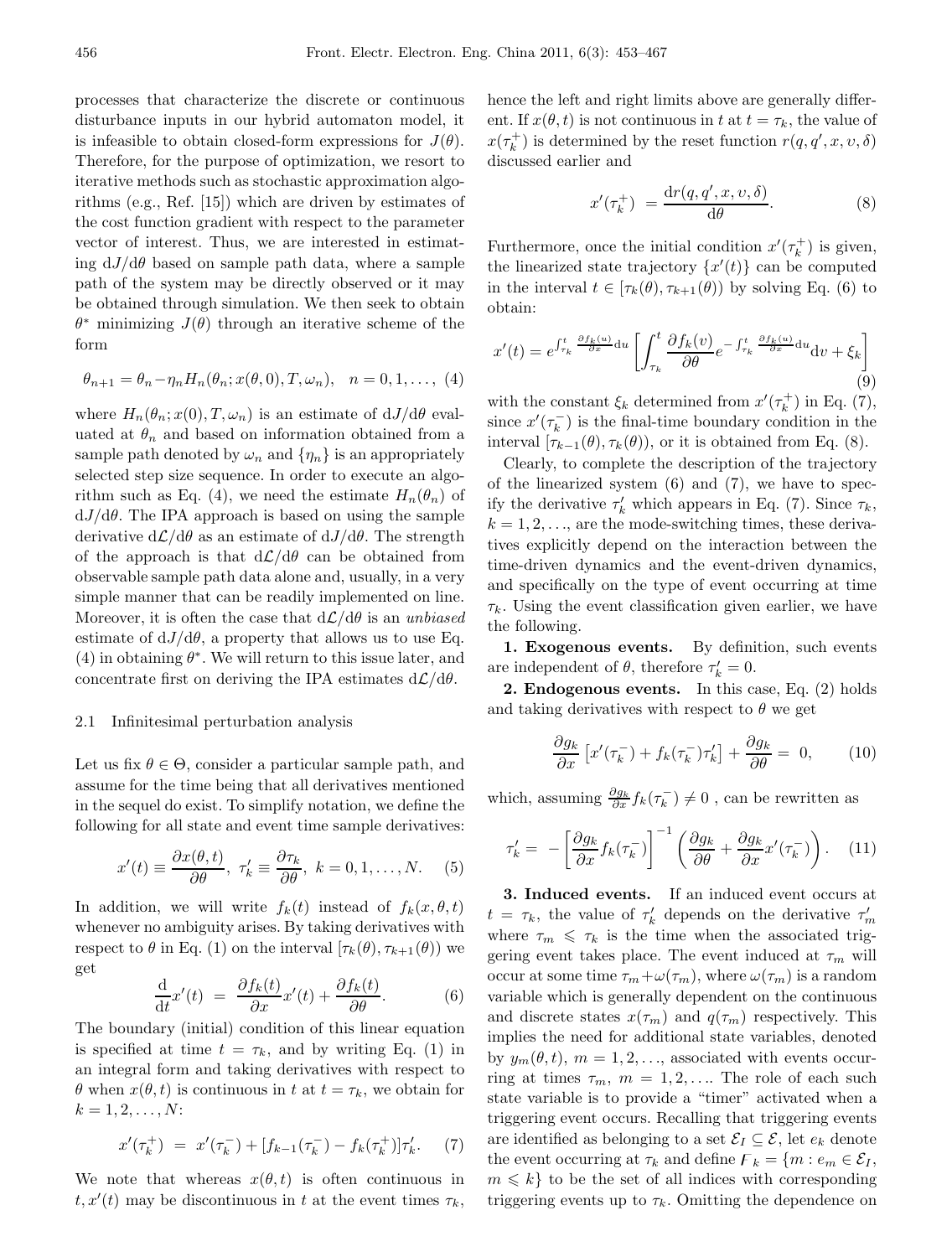processes that characterize the discrete or continuous disturbance inputs in our hybrid automaton model, it is infeasible to obtain closed-form expressions for $J(\theta)$. Therefore, for the purpose of optimization, we resort to iterative methods such as stochastic approximation algorithms (e.g., Ref. [15]) which are driven by estimates of the cost function gradient with respect to the parameter vector of interest. Thus, we are interested in estimating $\mathrm{d}J/\mathrm{d}\theta$ based on sample path data, where a sample path of the system may be directly observed or it may be obtained through simulation. We then seek to obtain $\theta^*$ minimizing $J(\theta)$ through an iterative scheme of the form

$$\theta_{n+1} = \theta_n - \eta_n H_n(\theta_n; x(\theta, 0), T, \omega_n), \quad n = 0, 1, \ldots, \tag{4}$$

where $H_n(\theta_n; x(0), T, \omega_n)$ is an estimate of $\mathrm{d}J/\mathrm{d}\theta$ evaluated at $\theta_n$ and based on information obtained from a sample path denoted by $\omega_n$ and $\{\eta_n\}$ is an appropriately selected step size sequence. In order to execute an algorithm such as Eq. (4), we need the estimate $H_n(\theta_n)$ of $\mathrm{d}J/\mathrm{d}\theta$. The IPA approach is based on using the sample derivative $\mathrm{d}\mathcal{L}/\mathrm{d}\theta$ as an estimate of $\mathrm{d}J/\mathrm{d}\theta$. The strength of the approach is that $\mathrm{d}\mathcal{L}/\mathrm{d}\theta$ can be obtained from observable sample path data alone and, usually, in a very simple manner that can be readily implemented on line. Moreover, it is often the case that $\mathrm{d}\mathcal{L}/\mathrm{d}\theta$ is an *unbiased* estimate of $\mathrm{d}J/\mathrm{d}\theta$, a property that allows us to use Eq. (4) in obtaining $\theta^*$. We will return to this issue later, and concentrate first on deriving the IPA estimates $\mathrm{d}\mathcal{L}/\mathrm{d}\theta$.

### 2.1 Infinitesimal perturbation analysis

Let us fix $\theta \in \Theta$, consider a particular sample path, and assume for the time being that all derivatives mentioned in the sequel do exist. To simplify notation, we define the following for all state and event time sample derivatives:

$$x'(t) \equiv \frac{\partial x(\theta, t)}{\partial \theta}, \ \tau_k' \equiv \frac{\partial \tau_k}{\partial \theta}, \ k = 0, 1, \ldots, N. \tag{5}$$

In addition, we will write $f_k(t)$ instead of $f_k(x, \theta, t)$ whenever no ambiguity arises. By taking derivatives with respect to $\theta$ in Eq. (1) on the interval $[\tau_k(\theta), \tau_{k+1}(\theta))$ we get

$$\frac{\mathrm{d}}{\mathrm{d}t} x'(t) = \frac{\partial f_k(t)}{\partial x} x'(t) + \frac{\partial f_k(t)}{\partial \theta}. \tag{6}$$

The boundary (initial) condition of this linear equation is specified at time $t = \tau_k$, and by writing Eq. (1) in an integral form and taking derivatives with respect to $\theta$ when $x(\theta, t)$ is continuous in $t$ at $t = \tau_k$, we obtain for $k = 1, 2, \ldots, N$:

$$x'(\tau_k^+) = x'(\tau_k^-) + [f_{k-1}(\tau_k^-) - f_k(\tau_k^+)]\tau_k'. \tag{7}$$

We note that whereas $x(\theta, t)$ is often continuous in $t$, $x'(t)$ may be discontinuous in $t$ at the event times $\tau_k$, hence the left and right limits above are generally different. If $x(\theta, t)$ is not continuous in $t$ at $t = \tau_k$, the value of $x(\tau_k^+)$ is determined by the reset function $r(q, q', x, \upsilon, \delta)$ discussed earlier and

$$x'(\tau_k^+) = \frac{\mathrm{d}r(q, q', x, \upsilon, \delta)}{\mathrm{d}\theta}. \tag{8}$$

Furthermore, once the initial condition $x'(\tau_k^+)$ is given, the linearized state trajectory $\{x'(t)\}$ can be computed in the interval $t \in [\tau_k(\theta), \tau_{k+1}(\theta))$ by solving Eq. (6) to obtain:

$$x'(t) = e^{\int_{\tau_k}^t \frac{\partial f_k(u)}{\partial x} \mathrm{d}u} \left[ \int_{\tau_k}^t \frac{\partial f_k(v)}{\partial \theta} e^{-\int_{\tau_k}^t \frac{\partial f_k(u)}{\partial x} \mathrm{d}u} \mathrm{d}v + \xi_k \right] \tag{9}$$

with the constant $\xi_k$ determined from $x'(\tau_k^+)$ in Eq. (7), since $x'(\tau_k^-)$ is the final-time boundary condition in the interval $[\tau_{k-1}(\theta), \tau_k(\theta))$, or it is obtained from Eq. (8).

Clearly, to complete the description of the trajectory of the linearized system (6) and (7), we have to specify the derivative $\tau_k'$ which appears in Eq. (7). Since $\tau_k$, $k = 1, 2, \ldots$, are the mode-switching times, these derivatives explicitly depend on the interaction between the time-driven dynamics and the event-driven dynamics, and specifically on the type of event occurring at time $\tau_k$. Using the event classification given earlier, we have the following.

**1. Exogenous events.** By definition, such events are independent of $\theta$, therefore $\tau_k' = 0$.

**2. Endogenous events.** In this case, Eq. (2) holds and taking derivatives with respect to $\theta$ we get

$$\frac{\partial g_k}{\partial x} \left[ x'(\tau_k^-) + f_k(\tau_k^-)\tau_k' \right] + \frac{\partial g_k}{\partial \theta} = 0, \tag{10}$$

which, assuming $\frac{\partial g_k}{\partial x} f_k(\tau_k^-) \neq 0$, can be rewritten as

$$\tau_k' = -\left[ \frac{\partial g_k}{\partial x} f_k(\tau_k^-) \right]^{-1} \left( \frac{\partial g_k}{\partial \theta} + \frac{\partial g_k}{\partial x} x'(\tau_k^-) \right). \tag{11}$$

**3. Induced events.** If an induced event occurs at $t = \tau_k$, the value of $\tau_k'$ depends on the derivative $\tau_m'$ where $\tau_m \leqslant \tau_k$ is the time when the associated triggering event takes place. The event induced at $\tau_m$ will occur at some time $\tau_m + \omega(\tau_m)$, where $\omega(\tau_m)$ is a random variable which is generally dependent on the continuous and discrete states $x(\tau_m)$ and $q(\tau_m)$ respectively. This implies the need for additional state variables, denoted by $y_m(\theta, t)$, $m = 1, 2, \ldots$, associated with events occurring at times $\tau_m$, $m = 1, 2, \ldots$. The role of each such state variable is to provide a "timer" activated when a triggering event occurs. Recalling that triggering events are identified as belonging to a set $\mathcal{E}_I \subseteq \mathcal{E}$, let $e_k$ denote the event occurring at $\tau_k$ and define $\varGamma_k = \{m : e_m \in \mathcal{E}_I, m \leqslant k\}$ to be the set of all indices with corresponding triggering events up to $\tau_k$. Omitting the dependence on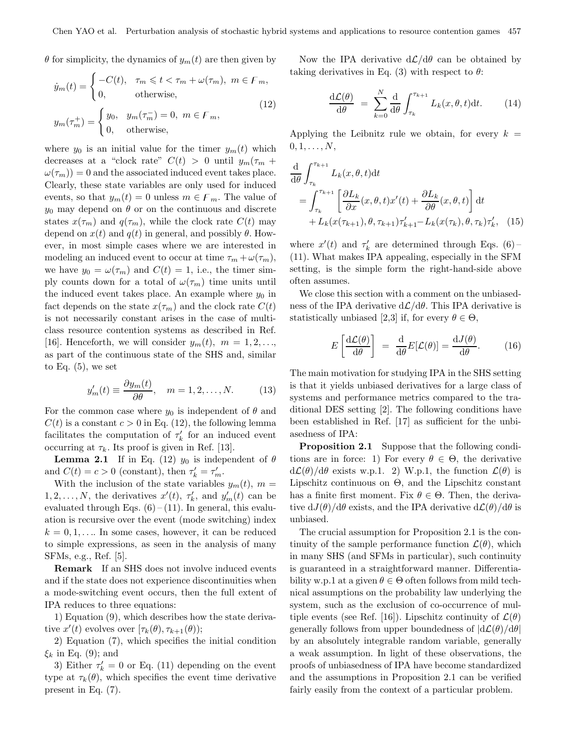$\theta$ for simplicity, the dynamics of $y_m(t)$ are then given by

$$
\begin{aligned}
\dot{y}_m(t) &= \begin{cases} -C(t), & \tau_m \leqslant t < \tau_m + \omega(\tau_m),\ m \in \digamma_m, \\ 0, & \text{otherwise}, \end{cases} \\
y_m(\tau_m^+) &= \begin{cases} y_0, & y_m(\tau_m^-) = 0,\ m \in \digamma_m, \\ 0, & \text{otherwise}, \end{cases}
\end{aligned} \tag{12}
$$

where $y_0$ is an initial value for the timer $y_m(t)$ which decreases at a "clock rate" $C(t) > 0$ until $y_m(\tau_m + \omega(\tau_m)) = 0$ and the associated induced event takes place. Clearly, these state variables are only used for induced events, so that $y_m(t) = 0$ unless $m \in \digamma_m$. The value of $y_0$ may depend on $\theta$ or on the continuous and discrete states $x(\tau_m)$ and $q(\tau_m)$, while the clock rate $C(t)$ may depend on $x(t)$ and $q(t)$ in general, and possibly $\theta$. However, in most simple cases where we are interested in modeling an induced event to occur at time $\tau_m + \omega(\tau_m)$, we have $y_0 = \omega(\tau_m)$ and $C(t) = 1$, i.e., the timer simply counts down for a total of $\omega(\tau_m)$ time units until the induced event takes place. An example where $y_0$ in fact depends on the state $x(\tau_m)$ and the clock rate $C(t)$ is not necessarily constant arises in the case of multi-class resource contention systems as described in Ref. [16]. Henceforth, we will consider $y_m(t),\ m = 1, 2, \ldots$, as part of the continuous state of the SHS and, similar to Eq. (5), we set

$$
y'_m(t) \equiv \frac{\partial y_m(t)}{\partial \theta}, \quad m = 1, 2, \ldots, N. \tag{13}
$$

For the common case where $y_0$ is independent of $\theta$ and $C(t)$ is a constant $c > 0$ in Eq. (12), the following lemma facilitates the computation of $\tau'_k$ for an induced event occurring at $\tau_k$. Its proof is given in Ref. [13].

**Lemma 2.1** If in Eq. (12) $y_0$ is independent of $\theta$ and $C(t) = c > 0$ (constant), then $\tau'_k = \tau'_m$.

With the inclusion of the state variables $y_m(t)$, $m = 1, 2, \ldots, N$, the derivatives $x'(t)$, $\tau'_k$, and $y'_m(t)$ can be evaluated through Eqs. (6) – (11). In general, this evaluation is recursive over the event (mode switching) index $k = 0, 1, \ldots$. In some cases, however, it can be reduced to simple expressions, as seen in the analysis of many SFMs, e.g., Ref. [5].

**Remark** If an SHS does not involve induced events and if the state does not experience discontinuities when a mode-switching event occurs, then the full extent of IPA reduces to three equations:

1) Equation (9), which describes how the state derivative $x'(t)$ evolves over $[\tau_k(\theta), \tau_{k+1}(\theta))$;

2) Equation (7), which specifies the initial condition $\xi_k$ in Eq. (9); and

3) Either $\tau'_k = 0$ or Eq. (11) depending on the event type at $\tau_k(\theta)$, which specifies the event time derivative present in Eq. (7).

Now the IPA derivative $\mathrm{d}\mathcal{L}/\mathrm{d}\theta$ can be obtained by taking derivatives in Eq. (3) with respect to $\theta$:

$$
\frac{\mathrm{d}\mathcal{L}(\theta)}{\mathrm{d}\theta} = \sum_{k=0}^{N} \frac{\mathrm{d}}{\mathrm{d}\theta} \int_{\tau_k}^{\tau_{k+1}} L_k(x, \theta, t)\mathrm{d}t. \tag{14}
$$

Applying the Leibnitz rule we obtain, for every $k = 0, 1, \ldots, N$,

$$
\begin{aligned}
&\frac{\mathrm{d}}{\mathrm{d}\theta} \int_{\tau_k}^{\tau_{k+1}} L_k(x, \theta, t)\mathrm{d}t \\
&= \int_{\tau_k}^{\tau_{k+1}} \left[ \frac{\partial L_k}{\partial x}(x, \theta, t)x'(t) + \frac{\partial L_k}{\partial \theta}(x, \theta, t) \right] \mathrm{d}t \\
&\quad + L_k(x(\tau_{k+1}), \theta, \tau_{k+1})\tau'_{k+1} - L_k(x(\tau_k), \theta, \tau_k)\tau'_k,
\end{aligned} \tag{15}
$$

where $x'(t)$ and $\tau'_k$ are determined through Eqs. (6) – (11). What makes IPA appealing, especially in the SFM setting, is the simple form the right-hand-side above often assumes.

We close this section with a comment on the unbiasedness of the IPA derivative $\mathrm{d}\mathcal{L}/\mathrm{d}\theta$. This IPA derivative is statistically unbiased [2,3] if, for every $\theta \in \Theta$,

$$
E\left[\frac{\mathrm{d}\mathcal{L}(\theta)}{\mathrm{d}\theta}\right] = \frac{\mathrm{d}}{\mathrm{d}\theta} E[\mathcal{L}(\theta)] = \frac{\mathrm{d}J(\theta)}{\mathrm{d}\theta}. \tag{16}
$$

The main motivation for studying IPA in the SHS setting is that it yields unbiased derivatives for a large class of systems and performance metrics compared to the traditional DES setting [2]. The following conditions have been established in Ref. [17] as sufficient for the unbiasedness of IPA:

**Proposition 2.1** Suppose that the following conditions are in force: 1) For every $\theta \in \Theta$, the derivative $\mathrm{d}\mathcal{L}(\theta)/\mathrm{d}\theta$ exists w.p.1. 2) W.p.1, the function $\mathcal{L}(\theta)$ is Lipschitz continuous on $\Theta$, and the Lipschitz constant has a finite first moment. Fix $\theta \in \Theta$. Then, the derivative $\mathrm{d}J(\theta)/\mathrm{d}\theta$ exists, and the IPA derivative $\mathrm{d}\mathcal{L}(\theta)/\mathrm{d}\theta$ is unbiased.

The crucial assumption for Proposition 2.1 is the continuity of the sample performance function $\mathcal{L}(\theta)$, which in many SHS (and SFMs in particular), such continuity is guaranteed in a straightforward manner. Differentiability w.p.1 at a given $\theta \in \Theta$ often follows from mild technical assumptions on the probability law underlying the system, such as the exclusion of co-occurrence of multiple events (see Ref. [16]). Lipschitz continuity of $\mathcal{L}(\theta)$ generally follows from upper boundedness of $|\mathrm{d}\mathcal{L}(\theta)/\mathrm{d}\theta|$ by an absolutely integrable random variable, generally a weak assumption. In light of these observations, the proofs of unbiasedness of IPA have become standardized and the assumptions in Proposition 2.1 can be verified fairly easily from the context of a particular problem.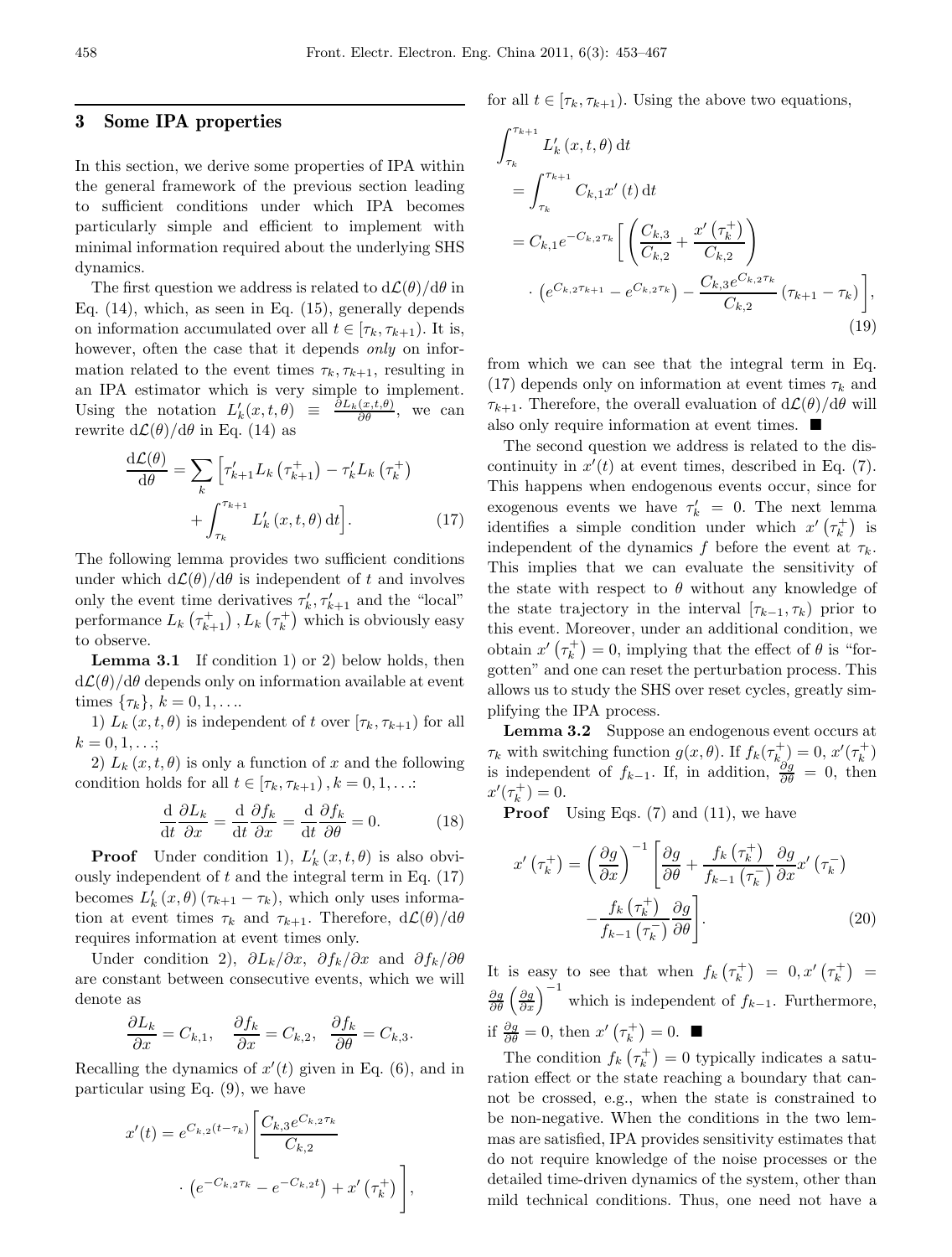## 3 Some IPA properties

In this section, we derive some properties of IPA within the general framework of the previous section leading to sufficient conditions under which IPA becomes particularly simple and efficient to implement with minimal information required about the underlying SHS dynamics.

The first question we address is related to $\mathrm{d}\mathcal{L}(\theta)/\mathrm{d}\theta$ in Eq. (14), which, as seen in Eq. (15), generally depends on information accumulated over all $t \in [\tau_k, \tau_{k+1})$. It is, however, often the case that it depends *only* on information related to the event times $\tau_k, \tau_{k+1}$, resulting in an IPA estimator which is very simple to implement. Using the notation $L_k'(x,t,\theta) \equiv \frac{\partial L_k(x,t,\theta)}{\partial \theta}$, we can rewrite $\mathrm{d}\mathcal{L}(\theta)/\mathrm{d}\theta$ in Eq. (14) as

$$\frac{\mathrm{d}\mathcal{L}(\theta)}{\mathrm{d}\theta} = \sum_k \Big[\tau_{k+1}' L_k\left(\tau_{k+1}^+\right) - \tau_k' L_k\left(\tau_k^+\right) + \int_{\tau_k}^{\tau_{k+1}} L_k'\left(x,t,\theta\right)\mathrm{d}t\Big]. \tag{17}$$

The following lemma provides two sufficient conditions under which $\mathrm{d}\mathcal{L}(\theta)/\mathrm{d}\theta$ is independent of $t$ and involves only the event time derivatives $\tau_k', \tau_{k+1}'$ and the "local" performance $L_k\left(\tau_{k+1}^+\right), L_k\left(\tau_k^+\right)$ which is obviously easy to observe.

**Lemma 3.1** If condition 1) or 2) below holds, then $\mathrm{d}\mathcal{L}(\theta)/\mathrm{d}\theta$ depends only on information available at event times $\{\tau_k\}$, $k = 0, 1, \ldots$.

1) $L_k(x,t,\theta)$ is independent of $t$ over $[\tau_k, \tau_{k+1})$ for all $k = 0, 1, \ldots$;

2) $L_k(x,t,\theta)$ is only a function of $x$ and the following condition holds for all $t \in [\tau_k, \tau_{k+1})$, $k = 0, 1, \ldots$:

$$\frac{\mathrm{d}}{\mathrm{d}t}\frac{\partial L_k}{\partial x} = \frac{\mathrm{d}}{\mathrm{d}t}\frac{\partial f_k}{\partial x} = \frac{\mathrm{d}}{\mathrm{d}t}\frac{\partial f_k}{\partial \theta} = 0. \tag{18}$$

**Proof** Under condition 1), $L_k'(x,t,\theta)$ is also obviously independent of $t$ and the integral term in Eq. (17) becomes $L_k'(x,\theta)(\tau_{k+1} - \tau_k)$, which only uses information at event times $\tau_k$ and $\tau_{k+1}$. Therefore, $\mathrm{d}\mathcal{L}(\theta)/\mathrm{d}\theta$ requires information at event times only.

Under condition 2), $\partial L_k/\partial x$, $\partial f_k/\partial x$ and $\partial f_k/\partial \theta$ are constant between consecutive events, which we will denote as

$$\frac{\partial L_k}{\partial x} = C_{k,1}, \quad \frac{\partial f_k}{\partial x} = C_{k,2}, \quad \frac{\partial f_k}{\partial \theta} = C_{k,3}.$$

Recalling the dynamics of $x'(t)$ given in Eq. (6), and in particular using Eq. (9), we have

$$x'(t) = \mathrm{e}^{C_{k,2}(t-\tau_k)}\left[\frac{C_{k,3}\mathrm{e}^{C_{k,2}\tau_k}}{C_{k,2}} \cdot \left(\mathrm{e}^{-C_{k,2}\tau_k} - \mathrm{e}^{-C_{k,2}t}\right) + x'\left(\tau_k^+\right)\right],$$

for all $t \in [\tau_k, \tau_{k+1})$. Using the above two equations,

$$\begin{aligned}
&\int_{\tau_k}^{\tau_{k+1}} L_k'\left(x,t,\theta\right)\mathrm{d}t \\
&= \int_{\tau_k}^{\tau_{k+1}} C_{k,1}x'\left(t\right)\mathrm{d}t \\
&= C_{k,1}\mathrm{e}^{-C_{k,2}\tau_k}\left[\left(\frac{C_{k,3}}{C_{k,2}} + \frac{x'\left(\tau_k^+\right)}{C_{k,2}}\right) \cdot \left(\mathrm{e}^{C_{k,2}\tau_{k+1}} - \mathrm{e}^{C_{k,2}\tau_k}\right) - \frac{C_{k,3}\mathrm{e}^{C_{k,2}\tau_k}}{C_{k,2}}\left(\tau_{k+1} - \tau_k\right)\right],
\end{aligned} \tag{19}$$

from which we can see that the integral term in Eq. (17) depends only on information at event times $\tau_k$ and $\tau_{k+1}$. Therefore, the overall evaluation of $\mathrm{d}\mathcal{L}(\theta)/\mathrm{d}\theta$ will also only require information at event times. ■

The second question we address is related to the discontinuity in $x'(t)$ at event times, described in Eq. (7). This happens when endogenous events occur, since for exogenous events we have $\tau_k' = 0$. The next lemma identifies a simple condition under which $x'\left(\tau_k^+\right)$ is independent of the dynamics $f$ before the event at $\tau_k$. This implies that we can evaluate the sensitivity of the state with respect to $\theta$ without any knowledge of the state trajectory in the interval $[\tau_{k-1}, \tau_k)$ prior to this event. Moreover, under an additional condition, we obtain $x'\left(\tau_k^+\right) = 0$, implying that the effect of $\theta$ is "forgotten" and one can reset the perturbation process. This allows us to study the SHS over reset cycles, greatly simplifying the IPA process.

**Lemma 3.2** Suppose an endogenous event occurs at $\tau_k$ with switching function $g(x,\theta)$. If $f_k(\tau_k^+) = 0$, $x'(\tau_k^+)$ is independent of $f_{k-1}$. If, in addition, $\frac{\partial g}{\partial \theta} = 0$, then $x'(\tau_k^+) = 0$.

**Proof** Using Eqs. (7) and (11), we have

$$x'\left(\tau_k^+\right) = \left(\frac{\partial g}{\partial x}\right)^{-1}\left[\frac{\partial g}{\partial \theta} + \frac{f_k\left(\tau_k^+\right)}{f_{k-1}\left(\tau_k^-\right)}\frac{\partial g}{\partial x}x'\left(\tau_k^-\right) - \frac{f_k\left(\tau_k^+\right)}{f_{k-1}\left(\tau_k^-\right)}\frac{\partial g}{\partial \theta}\right]. \tag{20}$$

It is easy to see that when $f_k\left(\tau_k^+\right) = 0, x'\left(\tau_k^+\right) = \frac{\partial g}{\partial \theta}\left(\frac{\partial g}{\partial x}\right)^{-1}$ which is independent of $f_{k-1}$. Furthermore, if $\frac{\partial g}{\partial \theta} = 0$, then $x'\left(\tau_k^+\right) = 0$. ■

The condition $f_k\left(\tau_k^+\right) = 0$ typically indicates a saturation effect or the state reaching a boundary that cannot be crossed, e.g., when the state is constrained to be non-negative. When the conditions in the two lemmas are satisfied, IPA provides sensitivity estimates that do not require knowledge of the noise processes or the detailed time-driven dynamics of the system, other than mild technical conditions. Thus, one need not have a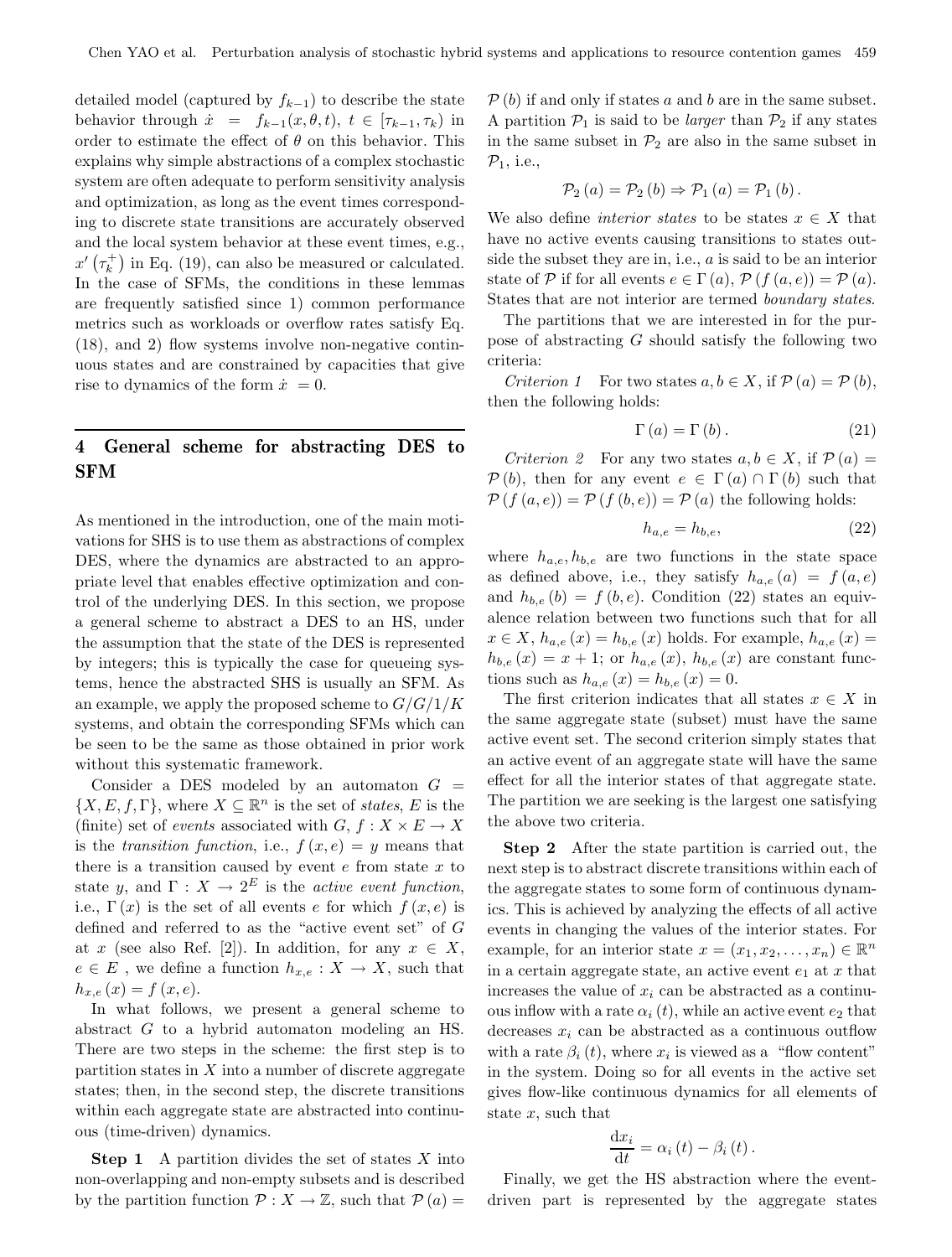detailed model (captured by $f_{k-1}$) to describe the state behavior through $\dot{x} = f_{k-1}(x, \theta, t)$, $t \in [\tau_{k-1}, \tau_k)$ in order to estimate the effect of $\theta$ on this behavior. This explains why simple abstractions of a complex stochastic system are often adequate to perform sensitivity analysis and optimization, as long as the event times corresponding to discrete state transitions are accurately observed and the local system behavior at these event times, e.g., $x'(\tau_k^+)$ in Eq. (19), can also be measured or calculated. In the case of SFMs, the conditions in these lemmas are frequently satisfied since 1) common performance metrics such as workloads or overflow rates satisfy Eq. (18), and 2) flow systems involve non-negative continuous states and are constrained by capacities that give rise to dynamics of the form $\dot{x} = 0$.

## 4 General scheme for abstracting DES to SFM

As mentioned in the introduction, one of the main motivations for SHS is to use them as abstractions of complex DES, where the dynamics are abstracted to an appropriate level that enables effective optimization and control of the underlying DES. In this section, we propose a general scheme to abstract a DES to an HS, under the assumption that the state of the DES is represented by integers; this is typically the case for queueing systems, hence the abstracted SHS is usually an SFM. As an example, we apply the proposed scheme to $G/G/1/K$ systems, and obtain the corresponding SFMs which can be seen to be the same as those obtained in prior work without this systematic framework.

Consider a DES modeled by an automaton $G = \{X, E, f, \Gamma\}$, where $X \subseteq \mathbb{R}^n$ is the set of *states*, $E$ is the (finite) set of *events* associated with $G$, $f : X \times E \to X$ is the *transition function*, i.e., $f(x, e) = y$ means that there is a transition caused by event $e$ from state $x$ to state $y$, and $\Gamma : X \to 2^E$ is the *active event function*, i.e., $\Gamma(x)$ is the set of all events $e$ for which $f(x, e)$ is defined and referred to as the "active event set" of $G$ at $x$ (see also Ref. [2]). In addition, for any $x \in X$, $e \in E$ , we define a function $h_{x,e} : X \to X$, such that $h_{x,e}(x) = f(x, e)$.

In what follows, we present a general scheme to abstract $G$ to a hybrid automaton modeling an HS. There are two steps in the scheme: the first step is to partition states in $X$ into a number of discrete aggregate states; then, in the second step, the discrete transitions within each aggregate state are abstracted into continuous (time-driven) dynamics.

**Step 1** A partition divides the set of states $X$ into non-overlapping and non-empty subsets and is described by the partition function $\mathcal{P} : X \to \mathbb{Z}$, such that $\mathcal{P}(a) = \mathcal{P}(b)$ if and only if states $a$ and $b$ are in the same subset. A partition $\mathcal{P}_1$ is said to be *larger* than $\mathcal{P}_2$ if any states in the same subset in $\mathcal{P}_2$ are also in the same subset in $\mathcal{P}_1$, i.e.,

$$\mathcal{P}_2(a) = \mathcal{P}_2(b) \Rightarrow \mathcal{P}_1(a) = \mathcal{P}_1(b).$$

We also define *interior states* to be states $x \in X$ that have no active events causing transitions to states outside the subset they are in, i.e., $a$ is said to be an interior state of $\mathcal{P}$ if for all events $e \in \Gamma(a)$, $\mathcal{P}(f(a, e)) = \mathcal{P}(a)$. States that are not interior are termed *boundary states*.

The partitions that we are interested in for the purpose of abstracting $G$ should satisfy the following two criteria:

*Criterion 1* For two states $a, b \in X$, if $\mathcal{P}(a) = \mathcal{P}(b)$, then the following holds:

$$\Gamma(a) = \Gamma(b). \tag{21}$$

*Criterion 2* For any two states $a, b \in X$, if $\mathcal{P}(a) = \mathcal{P}(b)$, then for any event $e \in \Gamma(a) \cap \Gamma(b)$ such that $\mathcal{P}(f(a, e)) = \mathcal{P}(f(b, e)) = \mathcal{P}(a)$ the following holds:

$$h_{a,e} = h_{b,e}, \tag{22}$$

where $h_{a,e}, h_{b,e}$ are two functions in the state space as defined above, i.e., they satisfy $h_{a,e}(a) = f(a, e)$ and $h_{b,e}(b) = f(b, e)$. Condition (22) states an equivalence relation between two functions such that for all $x \in X$, $h_{a,e}(x) = h_{b,e}(x)$ holds. For example, $h_{a,e}(x) = h_{b,e}(x) = x + 1$; or $h_{a,e}(x)$, $h_{b,e}(x)$ are constant functions such as $h_{a,e}(x) = h_{b,e}(x) = 0$.

The first criterion indicates that all states $x \in X$ in the same aggregate state (subset) must have the same active event set. The second criterion simply states that an active event of an aggregate state will have the same effect for all the interior states of that aggregate state. The partition we are seeking is the largest one satisfying the above two criteria.

**Step 2** After the state partition is carried out, the next step is to abstract discrete transitions within each of the aggregate states to some form of continuous dynamics. This is achieved by analyzing the effects of all active events in changing the values of the interior states. For example, for an interior state $x = (x_1, x_2, \ldots, x_n) \in \mathbb{R}^n$ in a certain aggregate state, an active event $e_1$ at $x$ that increases the value of $x_i$ can be abstracted as a continuous inflow with a rate $\alpha_i(t)$, while an active event $e_2$ that decreases $x_i$ can be abstracted as a continuous outflow with a rate $\beta_i(t)$, where $x_i$ is viewed as a "flow content" in the system. Doing so for all events in the active set gives flow-like continuous dynamics for all elements of state $x$, such that

$$\frac{\mathrm{d}x_i}{\mathrm{d}t} = \alpha_i(t) - \beta_i(t).$$

Finally, we get the HS abstraction where the event-driven part is represented by the aggregate states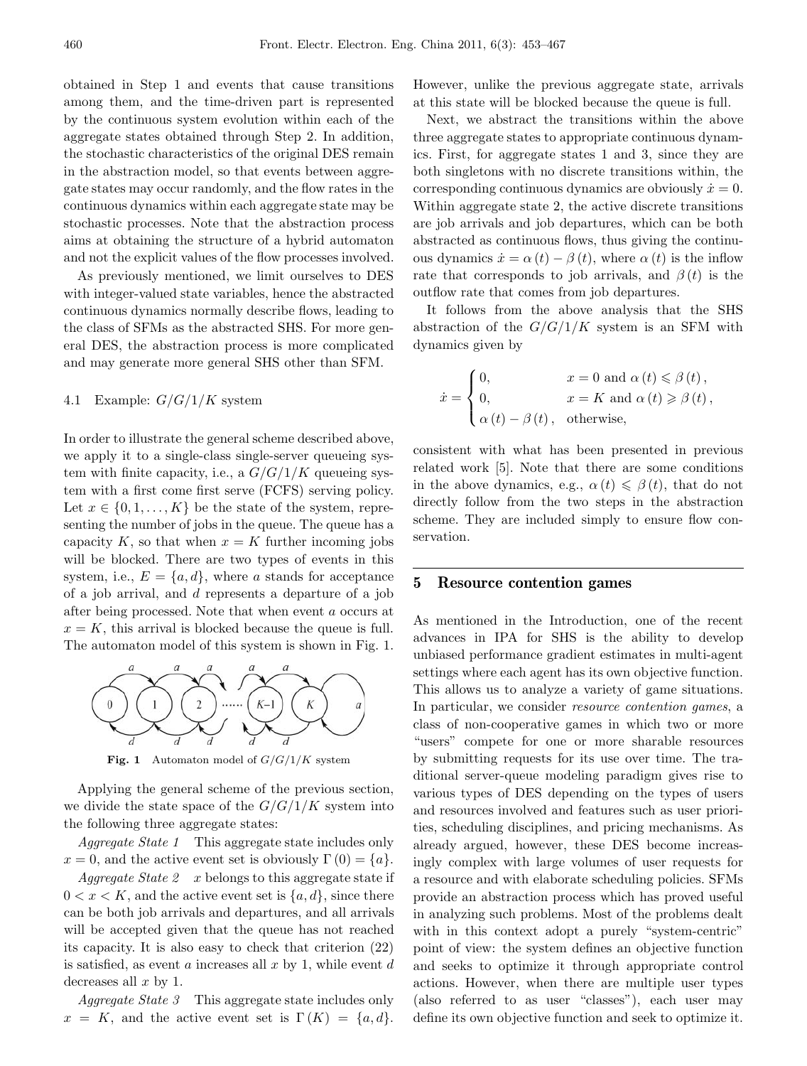obtained in Step 1 and events that cause transitions among them, and the time-driven part is represented by the continuous system evolution within each of the aggregate states obtained through Step 2. In addition, the stochastic characteristics of the original DES remain in the abstraction model, so that events between aggregate states may occur randomly, and the flow rates in the continuous dynamics within each aggregate state may be stochastic processes. Note that the abstraction process aims at obtaining the structure of a hybrid automaton and not the explicit values of the flow processes involved.

As previously mentioned, we limit ourselves to DES with integer-valued state variables, hence the abstracted continuous dynamics normally describe flows, leading to the class of SFMs as the abstracted SHS. For more general DES, the abstraction process is more complicated and may generate more general SHS other than SFM.

### 4.1 Example: $G/G/1/K$ system

In order to illustrate the general scheme described above, we apply it to a single-class single-server queueing system with finite capacity, i.e., a $G/G/1/K$ queueing system with a first come first serve (FCFS) serving policy. Let $x \in \{0, 1, \ldots, K\}$ be the state of the system, representing the number of jobs in the queue. The queue has a capacity $K$, so that when $x = K$ further incoming jobs will be blocked. There are two types of events in this system, i.e., $E = \{a, d\}$, where $a$ stands for acceptance of a job arrival, and $d$ represents a departure of a job after being processed. Note that when event $a$ occurs at $x = K$, this arrival is blocked because the queue is full. The automaton model of this system is shown in Fig. 1.

a a a a a
0 1 2 ...... K–1 K a
d d d d d

**Fig. 1** Automaton model of $G/G/1/K$ system

Applying the general scheme of the previous section, we divide the state space of the $G/G/1/K$ system into the following three aggregate states:

*Aggregate State 1* This aggregate state includes only $x = 0$, and the active event set is obviously $\Gamma(0) = \{a\}$.

*Aggregate State 2* $x$ belongs to this aggregate state if $0 < x < K$, and the active event set is $\{a, d\}$, since there can be both job arrivals and departures, and all arrivals will be accepted given that the queue has not reached its capacity. It is also easy to check that criterion (22) is satisfied, as event $a$ increases all $x$ by 1, while event $d$ decreases all $x$ by 1.

*Aggregate State 3* This aggregate state includes only $x = K$, and the active event set is $\Gamma(K) = \{a, d\}$. However, unlike the previous aggregate state, arrivals at this state will be blocked because the queue is full.

Next, we abstract the transitions within the above three aggregate states to appropriate continuous dynamics. First, for aggregate states 1 and 3, since they are both singletons with no discrete transitions within, the corresponding continuous dynamics are obviously $\dot{x} = 0$. Within aggregate state 2, the active discrete transitions are job arrivals and job departures, which can be both abstracted as continuous flows, thus giving the continuous dynamics $\dot{x} = \alpha(t) - \beta(t)$, where $\alpha(t)$ is the inflow rate that corresponds to job arrivals, and $\beta(t)$ is the outflow rate that comes from job departures.

It follows from the above analysis that the SHS abstraction of the $G/G/1/K$ system is an SFM with dynamics given by

$$\dot{x} = \begin{cases} 0, & x = 0 \text{ and } \alpha(t) \leqslant \beta(t), \\ 0, & x = K \text{ and } \alpha(t) \geqslant \beta(t), \\ \alpha(t) - \beta(t), & \text{otherwise}, \end{cases}$$

consistent with what has been presented in previous related work [5]. Note that there are some conditions in the above dynamics, e.g., $\alpha(t) \leqslant \beta(t)$, that do not directly follow from the two steps in the abstraction scheme. They are included simply to ensure flow conservation.

## 5 Resource contention games

As mentioned in the Introduction, one of the recent advances in IPA for SHS is the ability to develop unbiased performance gradient estimates in multi-agent settings where each agent has its own objective function. This allows us to analyze a variety of game situations. In particular, we consider *resource contention games*, a class of non-cooperative games in which two or more "users" compete for one or more sharable resources by submitting requests for its use over time. The traditional server-queue modeling paradigm gives rise to various types of DES depending on the types of users and resources involved and features such as user priorities, scheduling disciplines, and pricing mechanisms. As already argued, however, these DES become increasingly complex with large volumes of user requests for a resource and with elaborate scheduling policies. SFMs provide an abstraction process which has proved useful in analyzing such problems. Most of the problems dealt with in this context adopt a purely "system-centric" point of view: the system defines an objective function and seeks to optimize it through appropriate control actions. However, when there are multiple user types (also referred to as user "classes"), each user may define its own objective function and seek to optimize it.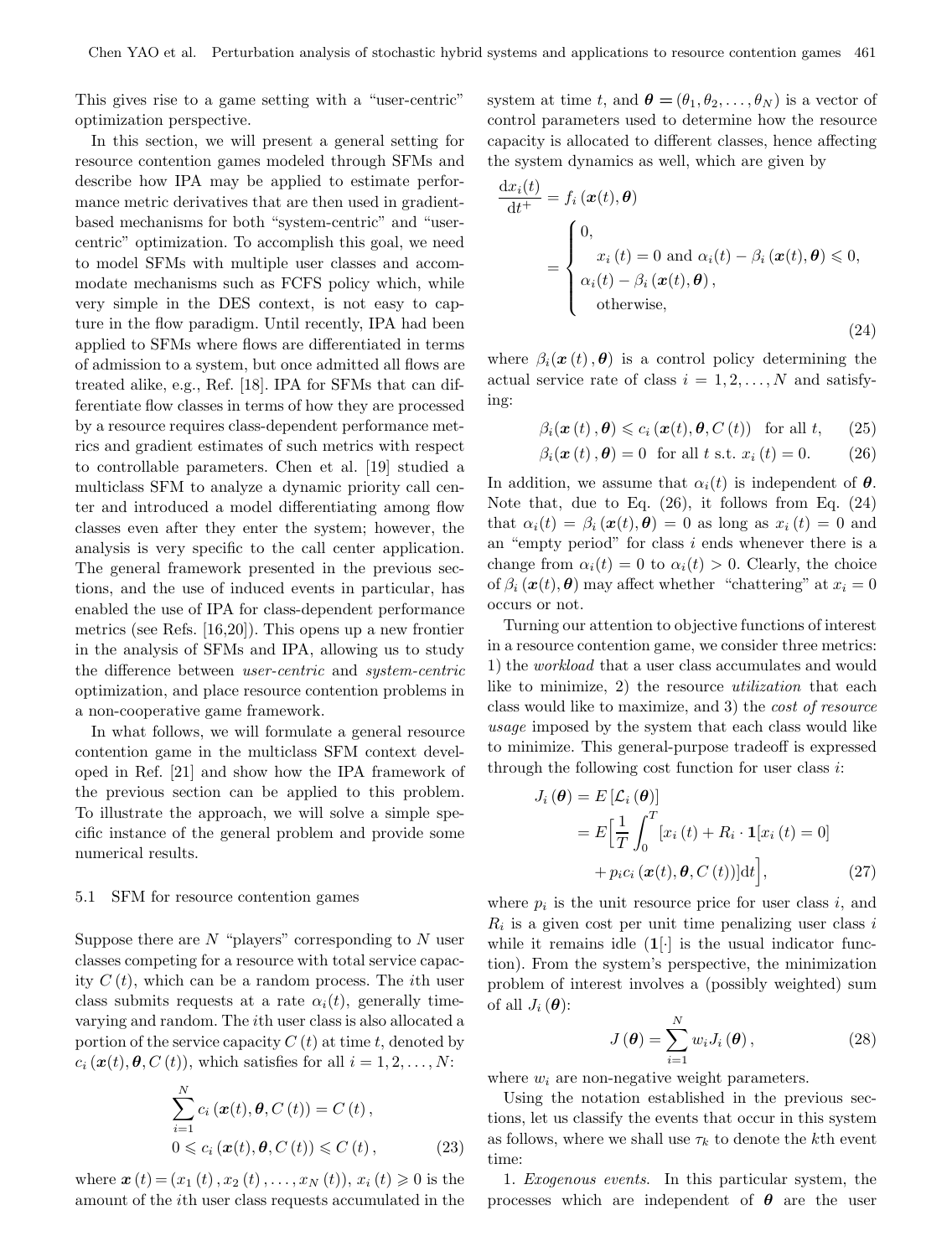This gives rise to a game setting with a "user-centric" optimization perspective.

In this section, we will present a general setting for resource contention games modeled through SFMs and describe how IPA may be applied to estimate performance metric derivatives that are then used in gradient-based mechanisms for both "system-centric" and "user-centric" optimization. To accomplish this goal, we need to model SFMs with multiple user classes and accommodate mechanisms such as FCFS policy which, while very simple in the DES context, is not easy to capture in the flow paradigm. Until recently, IPA had been applied to SFMs where flows are differentiated in terms of admission to a system, but once admitted all flows are treated alike, e.g., Ref. [18]. IPA for SFMs that can differentiate flow classes in terms of how they are processed by a resource requires class-dependent performance metrics and gradient estimates of such metrics with respect to controllable parameters. Chen et al. [19] studied a multiclass SFM to analyze a dynamic priority call center and introduced a model differentiating among flow classes even after they enter the system; however, the analysis is very specific to the call center application. The general framework presented in the previous sections, and the use of induced events in particular, has enabled the use of IPA for class-dependent performance metrics (see Refs. [16,20]). This opens up a new frontier in the analysis of SFMs and IPA, allowing us to study the difference between *user-centric* and *system-centric* optimization, and place resource contention problems in a non-cooperative game framework.

In what follows, we will formulate a general resource contention game in the multiclass SFM context developed in Ref. [21] and show how the IPA framework of the previous section can be applied to this problem. To illustrate the approach, we will solve a simple specific instance of the general problem and provide some numerical results.

### 5.1 SFM for resource contention games

Suppose there are $N$ "players" corresponding to $N$ user classes competing for a resource with total service capacity $C(t)$, which can be a random process. The $i$th user class submits requests at a rate $\alpha_i(t)$, generally time-varying and random. The $i$th user class is also allocated a portion of the service capacity $C(t)$ at time $t$, denoted by $c_i(\boldsymbol{x}(t), \boldsymbol{\theta}, C(t))$, which satisfies for all $i = 1, 2, \ldots, N$:

$$
\begin{aligned}
&\sum_{i=1}^{N} c_i(\boldsymbol{x}(t), \boldsymbol{\theta}, C(t)) = C(t), \\
&0 \leqslant c_i(\boldsymbol{x}(t), \boldsymbol{\theta}, C(t)) \leqslant C(t),
\end{aligned} \tag{23}
$$

where $\boldsymbol{x}(t) = (x_1(t), x_2(t), \ldots, x_N(t))$, $x_i(t) \geqslant 0$ is the amount of the $i$th user class requests accumulated in the system at time $t$, and $\boldsymbol{\theta} = (\theta_1, \theta_2, \ldots, \theta_N)$ is a vector of control parameters used to determine how the resource capacity is allocated to different classes, hence affecting the system dynamics as well, which are given by

$$
\frac{\mathrm{d}x_i(t)}{\mathrm{d}t^+} = f_i(\boldsymbol{x}(t), \boldsymbol{\theta}) = \begin{cases} 0, & x_i(t) = 0 \text{ and } \alpha_i(t) - \beta_i(\boldsymbol{x}(t), \boldsymbol{\theta}) \leqslant 0, \\ \alpha_i(t) - \beta_i(\boldsymbol{x}(t), \boldsymbol{\theta}), & \text{otherwise}, \end{cases} \tag{24}
$$

where $\beta_i(\boldsymbol{x}(t), \boldsymbol{\theta})$ is a control policy determining the actual service rate of class $i = 1, 2, \ldots, N$ and satisfying:

$$
\beta_i(\boldsymbol{x}(t), \boldsymbol{\theta}) \leqslant c_i(\boldsymbol{x}(t), \boldsymbol{\theta}, C(t)) \quad \text{for all } t, \tag{25}
$$

$$
\beta_i(\boldsymbol{x}(t), \boldsymbol{\theta}) = 0 \quad \text{for all } t \text{ s.t. } x_i(t) = 0. \tag{26}
$$

In addition, we assume that $\alpha_i(t)$ is independent of $\boldsymbol{\theta}$. Note that, due to Eq. (26), it follows from Eq. (24) that $\alpha_i(t) = \beta_i(\boldsymbol{x}(t), \boldsymbol{\theta}) = 0$ as long as $x_i(t) = 0$ and an "empty period" for class $i$ ends whenever there is a change from $\alpha_i(t) = 0$ to $\alpha_i(t) > 0$. Clearly, the choice of $\beta_i(\boldsymbol{x}(t), \boldsymbol{\theta})$ may affect whether "chattering" at $x_i = 0$ occurs or not.

Turning our attention to objective functions of interest in a resource contention game, we consider three metrics: 1) the *workload* that a user class accumulates and would like to minimize, 2) the resource *utilization* that each class would like to maximize, and 3) the *cost of resource usage* imposed by the system that each class would like to minimize. This general-purpose tradeoff is expressed through the following cost function for user class $i$:

$$
\begin{aligned}
J_i(\boldsymbol{\theta}) &= E[\mathcal{L}_i(\boldsymbol{\theta})] \\
&= E\Big[\frac{1}{T}\int_0^T [x_i(t) + R_i \cdot \mathbf{1}[x_i(t) = 0] \\
&\quad + p_i c_i(\boldsymbol{x}(t), \boldsymbol{\theta}, C(t))]\mathrm{d}t\Big],
\end{aligned} \tag{27}
$$

where $p_i$ is the unit resource price for user class $i$, and $R_i$ is a given cost per unit time penalizing user class $i$ while it remains idle ($\mathbf{1}[\cdot]$ is the usual indicator function). From the system's perspective, the minimization problem of interest involves a (possibly weighted) sum of all $J_i(\boldsymbol{\theta})$:

$$
J(\boldsymbol{\theta}) = \sum_{i=1}^{N} w_i J_i(\boldsymbol{\theta}), \tag{28}
$$

where $w_i$ are non-negative weight parameters.

Using the notation established in the previous sections, let us classify the events that occur in this system as follows, where we shall use $\tau_k$ to denote the $k$th event time:

1. *Exogenous events*. In this particular system, the processes which are independent of $\boldsymbol{\theta}$ are the user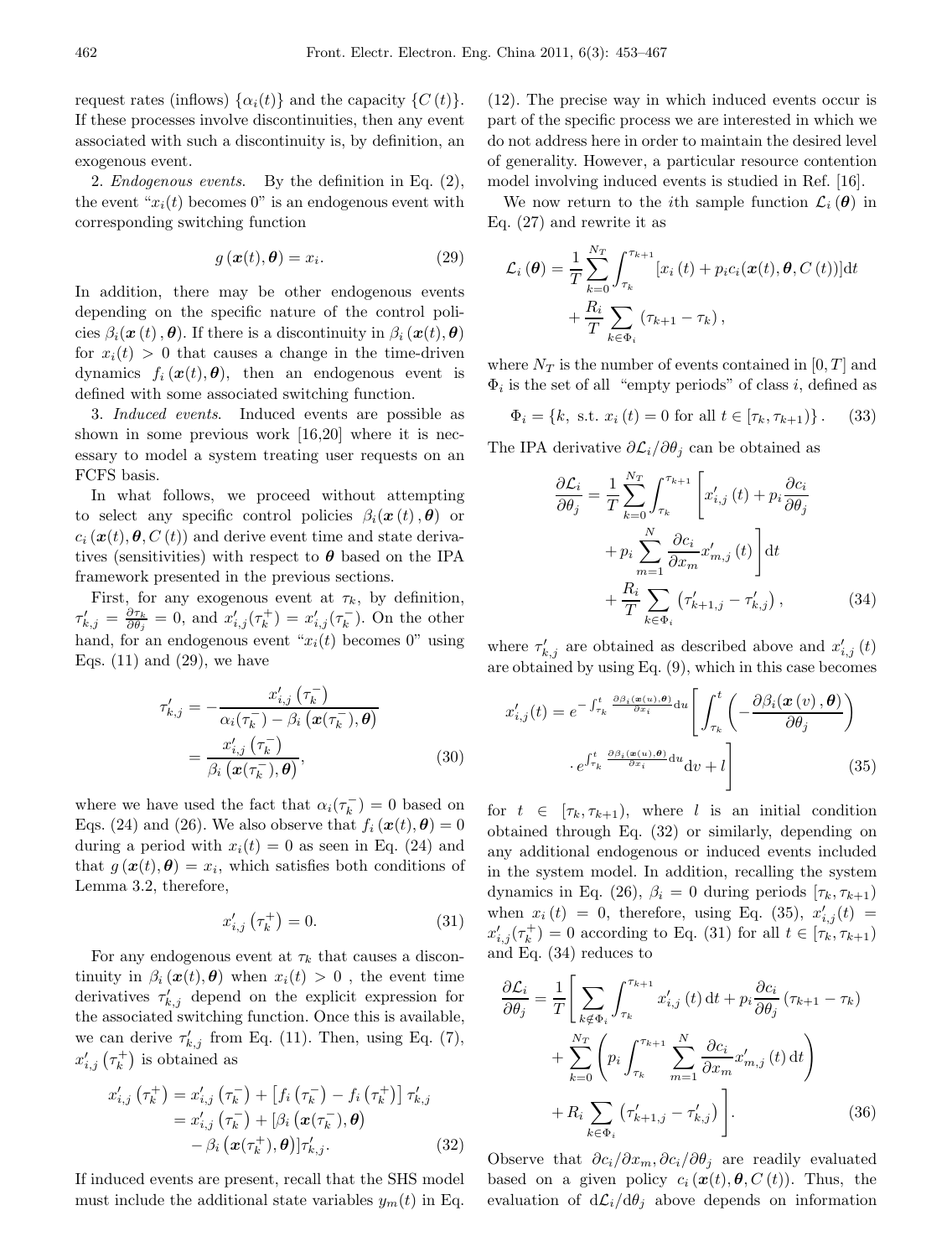request rates (inflows) $\{\alpha_i(t)\}$ and the capacity $\{C(t)\}$. If these processes involve discontinuities, then any event associated with such a discontinuity is, by definition, an exogenous event.

2. *Endogenous events*. By the definition in Eq. (2), the event "$x_i(t)$ becomes 0" is an endogenous event with corresponding switching function

$$g(\boldsymbol{x}(t), \boldsymbol{\theta}) = x_i. \tag{29}$$

In addition, there may be other endogenous events depending on the specific nature of the control policies $\beta_i(\boldsymbol{x}(t), \boldsymbol{\theta})$. If there is a discontinuity in $\beta_i(\boldsymbol{x}(t), \boldsymbol{\theta})$ for $x_i(t) > 0$ that causes a change in the time-driven dynamics $f_i(\boldsymbol{x}(t), \boldsymbol{\theta})$, then an endogenous event is defined with some associated switching function.

3. *Induced events*. Induced events are possible as shown in some previous work [16,20] where it is necessary to model a system treating user requests on an FCFS basis.

In what follows, we proceed without attempting to select any specific control policies $\beta_i(\boldsymbol{x}(t), \boldsymbol{\theta})$ or $c_i(\boldsymbol{x}(t), \boldsymbol{\theta}, C(t))$ and derive event time and state derivatives (sensitivities) with respect to $\boldsymbol{\theta}$ based on the IPA framework presented in the previous sections.

First, for any exogenous event at $\tau_k$, by definition, $\tau'_{k,j} = \frac{\partial \tau_k}{\partial \theta_j} = 0$, and $x'_{i,j}(\tau_k^+) = x'_{i,j}(\tau_k^-)$. On the other hand, for an endogenous event "$x_i(t)$ becomes 0" using Eqs. (11) and (29), we have

$$\begin{aligned} \tau'_{k,j} &= -\frac{x'_{i,j}(\tau_k^-)}{\alpha_i(\tau_k^-) - \beta_i(\boldsymbol{x}(\tau_k^-), \boldsymbol{\theta})} \\ &= \frac{x'_{i,j}(\tau_k^-)}{\beta_i(\boldsymbol{x}(\tau_k^-), \boldsymbol{\theta})}, \end{aligned} \tag{30}$$

where we have used the fact that $\alpha_i(\tau_k^-) = 0$ based on Eqs. (24) and (26). We also observe that $f_i(\boldsymbol{x}(t), \boldsymbol{\theta}) = 0$ during a period with $x_i(t) = 0$ as seen in Eq. (24) and that $g(\boldsymbol{x}(t), \boldsymbol{\theta}) = x_i$, which satisfies both conditions of Lemma 3.2, therefore,

$$x'_{i,j}(\tau_k^+) = 0. \tag{31}$$

For any endogenous event at $\tau_k$ that causes a discontinuity in $\beta_i(\boldsymbol{x}(t), \boldsymbol{\theta})$ when $x_i(t) > 0$ , the event time derivatives $\tau'_{k,j}$ depend on the explicit expression for the associated switching function. Once this is available, we can derive $\tau'_{k,j}$ from Eq. (11). Then, using Eq. (7), $x'_{i,j}(\tau_k^+)$ is obtained as

$$\begin{aligned} x'_{i,j}(\tau_k^+) &= x'_{i,j}(\tau_k^-) + [f_i(\tau_k^-) - f_i(\tau_k^+)]\tau'_{k,j} \\ &= x'_{i,j}(\tau_k^-) + [\beta_i(\boldsymbol{x}(\tau_k^-), \boldsymbol{\theta}) \\ &\quad - \beta_i(\boldsymbol{x}(\tau_k^+), \boldsymbol{\theta})]\tau'_{k,j}. \end{aligned} \tag{32}$$

If induced events are present, recall that the SHS model must include the additional state variables $y_m(t)$ in Eq. (12). The precise way in which induced events occur is part of the specific process we are interested in which we do not address here in order to maintain the desired level of generality. However, a particular resource contention model involving induced events is studied in Ref. [16].

We now return to the $i$th sample function $\mathcal{L}_i(\boldsymbol{\theta})$ in Eq. (27) and rewrite it as

$$\begin{aligned} \mathcal{L}_i(\boldsymbol{\theta}) = &\frac{1}{T}\sum_{k=0}^{N_T}\int_{\tau_k}^{\tau_{k+1}}[x_i(t) + p_i c_i(\boldsymbol{x}(t), \boldsymbol{\theta}, C(t))]\mathrm{d}t \\ &+ \frac{R_i}{T}\sum_{k\in\Phi_i}(\tau_{k+1} - \tau_k), \end{aligned}$$

where $N_T$ is the number of events contained in $[0, T]$ and $\Phi_i$ is the set of all "empty periods" of class $i$, defined as

$$\Phi_i = \{k, \text{ s.t. } x_i(t) = 0 \text{ for all } t \in [\tau_k, \tau_{k+1})\}. \tag{33}$$

The IPA derivative $\partial\mathcal{L}_i/\partial\theta_j$ can be obtained as

$$\begin{aligned} \frac{\partial\mathcal{L}_i}{\partial\theta_j} = &\frac{1}{T}\sum_{k=0}^{N_T}\int_{\tau_k}^{\tau_{k+1}}\Bigg[x'_{i,j}(t) + p_i\frac{\partial c_i}{\partial\theta_j} \\ &+ p_i\sum_{m=1}^{N}\frac{\partial c_i}{\partial x_m}x'_{m,j}(t)\Bigg]\mathrm{d}t \\ &+ \frac{R_i}{T}\sum_{k\in\Phi_i}(\tau'_{k+1,j} - \tau'_{k,j}), \end{aligned} \tag{34}$$

where $\tau'_{k,j}$ are obtained as described above and $x'_{i,j}(t)$ are obtained by using Eq. (9), which in this case becomes

$$\begin{aligned} x'_{i,j}(t) = &\mathrm{e}^{-\int_{\tau_k}^{t}\frac{\partial\beta_i(\boldsymbol{x}(u),\boldsymbol{\theta})}{\partial x_i}\mathrm{d}u}\Bigg[\int_{\tau_k}^{t}\left(-\frac{\partial\beta_i(\boldsymbol{x}(v), \boldsymbol{\theta})}{\partial\theta_j}\right) \\ &\cdot \mathrm{e}^{\int_{\tau_k}^{t}\frac{\partial\beta_i(\boldsymbol{x}(u),\boldsymbol{\theta})}{\partial x_i}\mathrm{d}u}\mathrm{d}v + l\Bigg] \end{aligned} \tag{35}$$

for $t \in [\tau_k, \tau_{k+1})$, where $l$ is an initial condition obtained through Eq. (32) or similarly, depending on any additional endogenous or induced events included in the system model. In addition, recalling the system dynamics in Eq. (26), $\beta_i = 0$ during periods $[\tau_k, \tau_{k+1})$ when $x_i(t) = 0$, therefore, using Eq. (35), $x'_{i,j}(t) = x'_{i,j}(\tau_k^+) = 0$ according to Eq. (31) for all $t \in [\tau_k, \tau_{k+1})$ and Eq. (34) reduces to

$$\begin{aligned} \frac{\partial\mathcal{L}_i}{\partial\theta_j} = &\frac{1}{T}\Bigg[\sum_{k\notin\Phi_i}\int_{\tau_k}^{\tau_{k+1}}x'_{i,j}(t)\mathrm{d}t + p_i\frac{\partial c_i}{\partial\theta_j}(\tau_{k+1} - \tau_k) \\ &+ \sum_{k=0}^{N_T}\left(p_i\int_{\tau_k}^{\tau_{k+1}}\sum_{m=1}^{N}\frac{\partial c_i}{\partial x_m}x'_{m,j}(t)\mathrm{d}t\right) \\ &+ R_i\sum_{k\in\Phi_i}(\tau'_{k+1,j} - \tau'_{k,j})\Bigg]. \end{aligned} \tag{36}$$

Observe that $\partial c_i/\partial x_m, \partial c_i/\partial\theta_j$ are readily evaluated based on a given policy $c_i(\boldsymbol{x}(t), \boldsymbol{\theta}, C(t))$. Thus, the evaluation of $\mathrm{d}\mathcal{L}_i/\mathrm{d}\theta_j$ above depends on information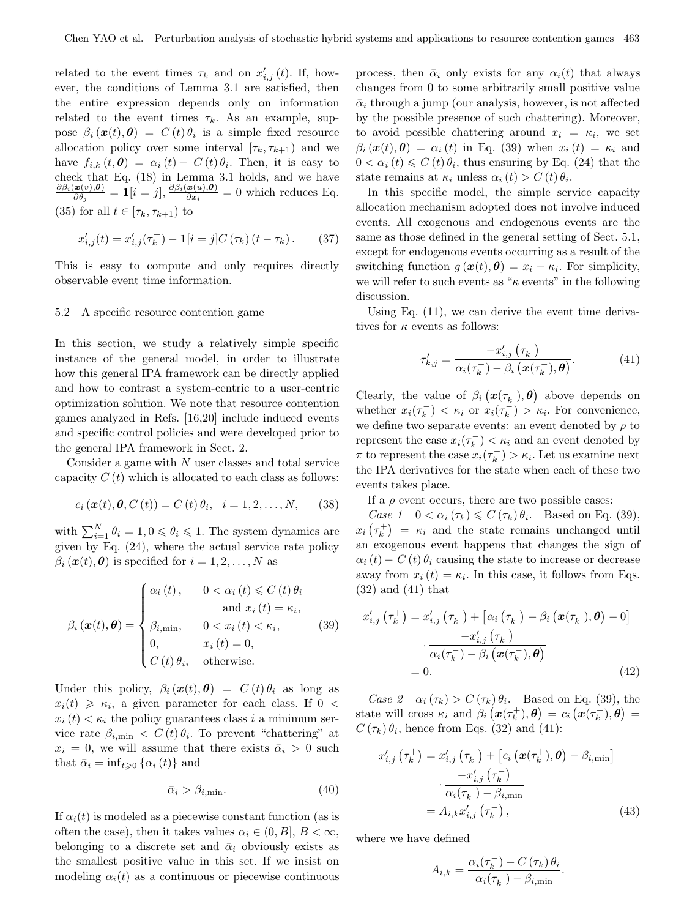related to the event times $\tau_k$ and on $x'_{i,j}(t)$. If, however, the conditions of Lemma 3.1 are satisfied, then the entire expression depends only on information related to the event times $\tau_k$. As an example, suppose $\beta_i(\boldsymbol{x}(t),\boldsymbol{\theta}) = C(t)\theta_i$ is a simple fixed resource allocation policy over some interval $[\tau_k, \tau_{k+1})$ and we have $f_{i,k}(t,\boldsymbol{\theta}) = \alpha_i(t) - C(t)\theta_i$. Then, it is easy to check that Eq. (18) in Lemma 3.1 holds, and we have $\frac{\partial \beta_i(\boldsymbol{x}(v),\boldsymbol{\theta})}{\partial \theta_j} = \mathbf{1}[i=j], \frac{\partial \beta_i(\boldsymbol{x}(u),\boldsymbol{\theta})}{\partial x_i} = 0$ which reduces Eq. (35) for all $t \in [\tau_k, \tau_{k+1})$ to

$$x'_{i,j}(t) = x'_{i,j}(\tau_k^+) - \mathbf{1}[i=j]C(\tau_k)(t - \tau_k). \quad (37)$$

This is easy to compute and only requires directly observable event time information.

### 5.2 A specific resource contention game

In this section, we study a relatively simple specific instance of the general model, in order to illustrate how this general IPA framework can be directly applied and how to contrast a system-centric to a user-centric optimization solution. We note that resource contention games analyzed in Refs. [16,20] include induced events and specific control policies and were developed prior to the general IPA framework in Sect. 2.

Consider a game with $N$ user classes and total service capacity $C(t)$ which is allocated to each class as follows:

$$c_i(\boldsymbol{x}(t),\boldsymbol{\theta},C(t)) = C(t)\theta_i, \quad i = 1,2,\ldots,N, \quad (38)$$

with $\sum_{i=1}^N \theta_i = 1, 0 \leqslant \theta_i \leqslant 1$. The system dynamics are given by Eq. (24), where the actual service rate policy $\beta_i(\boldsymbol{x}(t),\boldsymbol{\theta})$ is specified for $i = 1,2,\ldots,N$ as

$$\beta_i(\boldsymbol{x}(t),\boldsymbol{\theta}) = \begin{cases} \alpha_i(t), & 0 < \alpha_i(t) \leqslant C(t)\theta_i \\ & \quad \text{and } x_i(t) = \kappa_i, \\ \beta_{i,\min}, & 0 < x_i(t) < \kappa_i, \\ 0, & x_i(t) = 0, \\ C(t)\theta_i, & \text{otherwise.} \end{cases} \quad (39)$$

Under this policy, $\beta_i(\boldsymbol{x}(t),\boldsymbol{\theta}) = C(t)\theta_i$ as long as $x_i(t) \geqslant \kappa_i$, a given parameter for each class. If $0 < x_i(t) < \kappa_i$ the policy guarantees class $i$ a minimum service rate $\beta_{i,\min} < C(t)\theta_i$. To prevent "chattering" at $x_i = 0$, we will assume that there exists $\bar{\alpha}_i > 0$ such that $\bar{\alpha}_i = \inf_{t\geqslant 0}\{\alpha_i(t)\}$ and

$$\bar{\alpha}_i > \beta_{i,\min}. \quad (40)$$

If $\alpha_i(t)$ is modeled as a piecewise constant function (as is often the case), then it takes values $\alpha_i \in (0, B]$, $B < \infty$, belonging to a discrete set and $\bar{\alpha}_i$ obviously exists as the smallest positive value in this set. If we insist on modeling $\alpha_i(t)$ as a continuous or piecewise continuous process, then $\bar{\alpha}_i$ only exists for any $\alpha_i(t)$ that always changes from 0 to some arbitrarily small positive value $\bar{\alpha}_i$ through a jump (our analysis, however, is not affected by the possible presence of such chattering). Moreover, to avoid possible chattering around $x_i = \kappa_i$, we set $\beta_i(\boldsymbol{x}(t),\boldsymbol{\theta}) = \alpha_i(t)$ in Eq. (39) when $x_i(t) = \kappa_i$ and $0 < \alpha_i(t) \leqslant C(t)\theta_i$, thus ensuring by Eq. (24) that the state remains at $\kappa_i$ unless $\alpha_i(t) > C(t)\theta_i$.

In this specific model, the simple service capacity allocation mechanism adopted does not involve induced events. All exogenous and endogenous events are the same as those defined in the general setting of Sect. 5.1, except for endogenous events occurring as a result of the switching function $g(\boldsymbol{x}(t),\boldsymbol{\theta}) = x_i - \kappa_i$. For simplicity, we will refer to such events as "$\kappa$ events" in the following discussion.

Using Eq. (11), we can derive the event time derivatives for $\kappa$ events as follows:

$$\tau'_{k,j} = \frac{-x'_{i,j}(\tau_k^-)}{\alpha_i(\tau_k^-) - \beta_i(\boldsymbol{x}(\tau_k^-),\boldsymbol{\theta})}. \quad (41)$$

Clearly, the value of $\beta_i(\boldsymbol{x}(\tau_k^-),\boldsymbol{\theta})$ above depends on whether $x_i(\tau_k^-) < \kappa_i$ or $x_i(\tau_k^-) > \kappa_i$. For convenience, we define two separate events: an event denoted by $\rho$ to represent the case $x_i(\tau_k^-) < \kappa_i$ and an event denoted by $\pi$ to represent the case $x_i(\tau_k^-) > \kappa_i$. Let us examine next the IPA derivatives for the state when each of these two events takes place.

If a $\rho$ event occurs, there are two possible cases:

*Case 1* $0 < \alpha_i(\tau_k) \leqslant C(\tau_k)\theta_i$. Based on Eq. (39), $x_i(\tau_k^+) = \kappa_i$ and the state remains unchanged until an exogenous event happens that changes the sign of $\alpha_i(t) - C(t)\theta_i$ causing the state to increase or decrease away from $x_i(t) = \kappa_i$. In this case, it follows from Eqs. (32) and (41) that

$$\begin{aligned} x'_{i,j}(\tau_k^+) &= x'_{i,j}(\tau_k^-) + \left[\alpha_i(\tau_k^-) - \beta_i(\boldsymbol{x}(\tau_k^-),\boldsymbol{\theta}) - 0\right] \\ &\quad \cdot \frac{-x'_{i,j}(\tau_k^-)}{\alpha_i(\tau_k^-) - \beta_i(\boldsymbol{x}(\tau_k^-),\boldsymbol{\theta})} \\ &= 0. \end{aligned} \quad (42)$$

*Case 2* $\alpha_i(\tau_k) > C(\tau_k)\theta_i$. Based on Eq. (39), the state will cross $\kappa_i$ and $\beta_i(\boldsymbol{x}(\tau_k^+),\boldsymbol{\theta}) = c_i(\boldsymbol{x}(\tau_k^+),\boldsymbol{\theta}) = C(\tau_k)\theta_i$, hence from Eqs. (32) and (41):

$$\begin{aligned} x'_{i,j}(\tau_k^+) &= x'_{i,j}(\tau_k^-) + \left[c_i(\boldsymbol{x}(\tau_k^+),\boldsymbol{\theta}) - \beta_{i,\min}\right] \\ &\quad \cdot \frac{-x'_{i,j}(\tau_k^-)}{\alpha_i(\tau_k^-) - \beta_{i,\min}} \\ &= A_{i,k}x'_{i,j}(\tau_k^-), \end{aligned} \quad (43)$$

where we have defined

$$A_{i,k} = \frac{\alpha_i(\tau_k^-) - C(\tau_k)\theta_i}{\alpha_i(\tau_k^-) - \beta_{i,\min}}.$$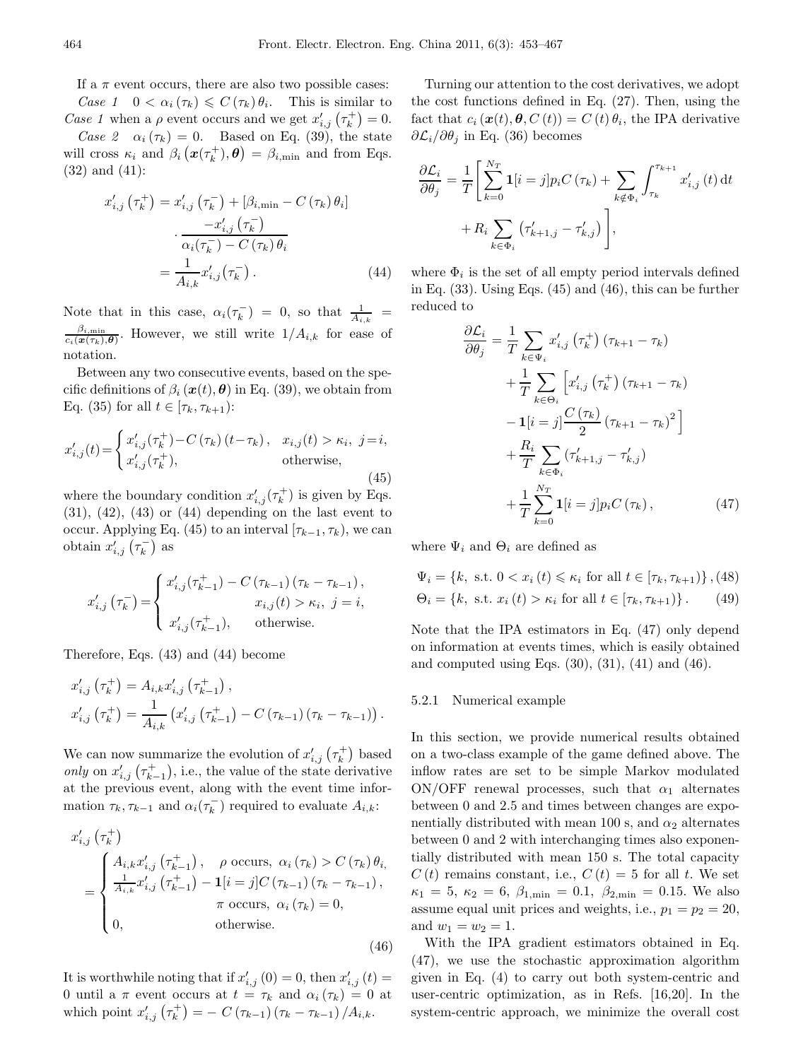If a $\pi$ event occurs, there are also two possible cases:

*Case 1* $0 < \alpha_i(\tau_k) \leqslant C(\tau_k)\theta_i$. This is similar to *Case 1* when a $\rho$ event occurs and we get $x'_{i,j}(\tau_k^+) = 0$.

*Case 2* $\alpha_i(\tau_k) = 0$. Based on Eq. (39), the state will cross $\kappa_i$ and $\beta_i(\boldsymbol{x}(\tau_k^+), \boldsymbol{\theta}) = \beta_{i,\min}$ and from Eqs. (32) and (41):

$$
\begin{aligned}
x'_{i,j}(\tau_k^+) &= x'_{i,j}(\tau_k^-) + [\beta_{i,\min} - C(\tau_k)\theta_i] \\
&\quad \cdot \frac{-x'_{i,j}(\tau_k^-)}{\alpha_i(\tau_k^-) - C(\tau_k)\theta_i} \\
&= \frac{1}{A_{i,k}} x'_{i,j}(\tau_k^-). \qquad (44)
\end{aligned}
$$

Note that in this case, $\alpha_i(\tau_k^-) = 0$, so that $\frac{1}{A_{i,k}} = \frac{\beta_{i,\min}}{c_i(\boldsymbol{x}(\tau_k), \boldsymbol{\theta})}$. However, we still write $1/A_{i,k}$ for ease of notation.

Between any two consecutive events, based on the specific definitions of $\beta_i(\boldsymbol{x}(t), \boldsymbol{\theta})$ in Eq. (39), we obtain from Eq. (35) for all $t \in [\tau_k, \tau_{k+1})$:

$$
x'_{i,j}(t) = \begin{cases} x'_{i,j}(\tau_k^+) - C(\tau_k)(t - \tau_k), & x_{i,j}(t) > \kappa_i,\ j = i, \\ x'_{i,j}(\tau_k^+), & \text{otherwise}, \end{cases} \qquad (45)
$$

where the boundary condition $x'_{i,j}(\tau_k^+)$ is given by Eqs. (31), (42), (43) or (44) depending on the last event to occur. Applying Eq. (45) to an interval $[\tau_{k-1}, \tau_k)$, we can obtain $x'_{i,j}(\tau_k^-)$ as

$$
x'_{i,j}(\tau_k^-) = \begin{cases} x'_{i,j}(\tau_{k-1}^+) - C(\tau_{k-1})(\tau_k - \tau_{k-1}), \\ \qquad\qquad x_{i,j}(t) > \kappa_i,\ j = i, \\ x'_{i,j}(\tau_{k-1}^+), \qquad \text{otherwise.} \end{cases}
$$

Therefore, Eqs. (43) and (44) become

$$
\begin{aligned}
x'_{i,j}(\tau_k^+) &= A_{i,k} x'_{i,j}(\tau_{k-1}^+), \\
x'_{i,j}(\tau_k^+) &= \frac{1}{A_{i,k}}\left(x'_{i,j}(\tau_{k-1}^+) - C(\tau_{k-1})(\tau_k - \tau_{k-1})\right).
\end{aligned}
$$

We can now summarize the evolution of $x'_{i,j}(\tau_k^+)$ based *only* on $x'_{i,j}(\tau_{k-1}^+)$, i.e., the value of the state derivative at the previous event, along with the event time information $\tau_k, \tau_{k-1}$ and $\alpha_i(\tau_k^-)$ required to evaluate $A_{i,k}$:

$$
x'_{i,j}(\tau_k^+) = \begin{cases} A_{i,k} x'_{i,j}(\tau_{k-1}^+), & \rho \text{ occurs},\ \alpha_i(\tau_k) > C(\tau_k)\theta_i, \\ \frac{1}{A_{i,k}} x'_{i,j}(\tau_{k-1}^+) - \mathbf{1}[i = j] C(\tau_{k-1})(\tau_k - \tau_{k-1}), \\ \qquad\qquad \pi \text{ occurs},\ \alpha_i(\tau_k) = 0, \\ 0, & \text{otherwise.} \end{cases} \qquad (46)
$$

It is worthwhile noting that if $x'_{i,j}(0) = 0$, then $x'_{i,j}(t) = 0$ until a $\pi$ event occurs at $t = \tau_k$ and $\alpha_i(\tau_k) = 0$ at which point $x'_{i,j}(\tau_k^+) = -C(\tau_{k-1})(\tau_k - \tau_{k-1})/A_{i,k}$.

Turning our attention to the cost derivatives, we adopt the cost functions defined in Eq. (27). Then, using the fact that $c_i(\boldsymbol{x}(t), \boldsymbol{\theta}, C(t)) = C(t)\theta_i$, the IPA derivative $\partial \mathcal{L}_i / \partial \theta_j$ in Eq. (36) becomes

$$
\begin{aligned}
\frac{\partial \mathcal{L}_i}{\partial \theta_j} = \frac{1}{T}\Bigg[&\sum_{k=0}^{N_T} \mathbf{1}[i = j] p_i C(\tau_k) + \sum_{k \notin \Phi_i} \int_{\tau_k}^{\tau_{k+1}} x'_{i,j}(t)\,\mathrm{d}t \\
&+ R_i \sum_{k \in \Phi_i} (\tau'_{k+1,j} - \tau'_{k,j})\Bigg],
\end{aligned}
$$

where $\Phi_i$ is the set of all empty period intervals defined in Eq. (33). Using Eqs. (45) and (46), this can be further reduced to

$$
\begin{aligned}
\frac{\partial \mathcal{L}_i}{\partial \theta_j} &= \frac{1}{T} \sum_{k \in \Psi_i} x'_{i,j}(\tau_k^+)(\tau_{k+1} - \tau_k) \\
&\quad + \frac{1}{T} \sum_{k \in \Theta_i} \Big[x'_{i,j}(\tau_k^+)(\tau_{k+1} - \tau_k) \\
&\quad - \mathbf{1}[i = j] \frac{C(\tau_k)}{2} (\tau_{k+1} - \tau_k)^2\Big] \\
&\quad + \frac{R_i}{T} \sum_{k \in \Phi_i} (\tau'_{k+1,j} - \tau'_{k,j}) \\
&\quad + \frac{1}{T} \sum_{k=0}^{N_T} \mathbf{1}[i = j] p_i C(\tau_k), \qquad (47)
\end{aligned}
$$

where $\Psi_i$ and $\Theta_i$ are defined as

$$
\Psi_i = \{k, \text{ s.t. } 0 < x_i(t) \leqslant \kappa_i \text{ for all } t \in [\tau_k, \tau_{k+1})\}, \qquad (48)
$$

$$
\Theta_i = \{k, \text{ s.t. } x_i(t) > \kappa_i \text{ for all } t \in [\tau_k, \tau_{k+1})\}. \qquad (49)
$$

Note that the IPA estimators in Eq. (47) only depend on information at events times, which is easily obtained and computed using Eqs. (30), (31), (41) and (46).

#### 5.2.1 Numerical example

In this section, we provide numerical results obtained on a two-class example of the game defined above. The inflow rates are set to be simple Markov modulated ON/OFF renewal processes, such that $\alpha_1$ alternates between 0 and 2.5 and times between changes are exponentially distributed with mean 100 s, and $\alpha_2$ alternates between 0 and 2 with interchanging times also exponentially distributed with mean 150 s. The total capacity $C(t)$ remains constant, i.e., $C(t) = 5$ for all $t$. We set $\kappa_1 = 5$, $\kappa_2 = 6$, $\beta_{1,\min} = 0.1$, $\beta_{2,\min} = 0.15$. We also assume equal unit prices and weights, i.e., $p_1 = p_2 = 20$, and $w_1 = w_2 = 1$.

With the IPA gradient estimators obtained in Eq. (47), we use the stochastic approximation algorithm given in Eq. (4) to carry out both system-centric and user-centric optimization, as in Refs. [16,20]. In the system-centric approach, we minimize the overall cost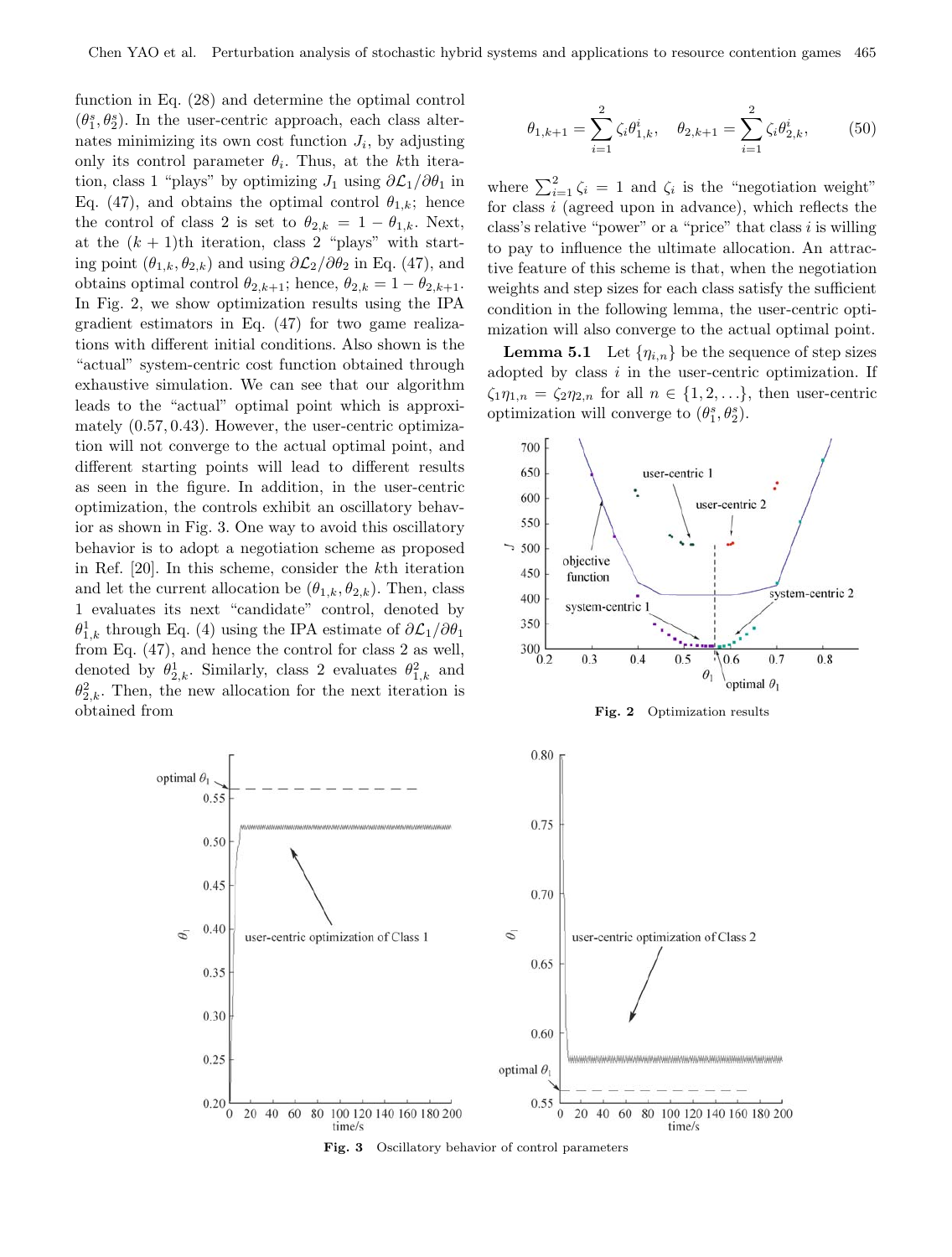function in Eq. (28) and determine the optimal control $(\theta_1^s, \theta_2^s)$. In the user-centric approach, each class alternates minimizing its own cost function $J_i$, by adjusting only its control parameter $\theta_i$. Thus, at the $k$th iteration, class 1 "plays" by optimizing $J_1$ using $\partial \mathcal{L}_1/\partial \theta_1$ in Eq. (47), and obtains the optimal control $\theta_{1,k}$; hence the control of class 2 is set to $\theta_{2,k} = 1 - \theta_{1,k}$. Next, at the $(k+1)$th iteration, class 2 "plays" with starting point $(\theta_{1,k}, \theta_{2,k})$ and using $\partial \mathcal{L}_2/\partial \theta_2$ in Eq. (47), and obtains optimal control $\theta_{2,k+1}$; hence, $\theta_{2,k} = 1 - \theta_{2,k+1}$. In Fig. 2, we show optimization results using the IPA gradient estimators in Eq. (47) for two game realizations with different initial conditions. Also shown is the "actual" system-centric cost function obtained through exhaustive simulation. We can see that our algorithm leads to the "actual" optimal point which is approximately $(0.57, 0.43)$. However, the user-centric optimization will not converge to the actual optimal point, and different starting points will lead to different results as seen in the figure. In addition, in the user-centric optimization, the controls exhibit an oscillatory behavior as shown in Fig. 3. One way to avoid this oscillatory behavior is to adopt a negotiation scheme as proposed in Ref. [20]. In this scheme, consider the $k$th iteration and let the current allocation be $(\theta_{1,k}, \theta_{2,k})$. Then, class 1 evaluates its next "candidate" control, denoted by $\theta_{1,k}^1$ through Eq. (4) using the IPA estimate of $\partial \mathcal{L}_1/\partial \theta_1$ from Eq. (47), and hence the control for class 2 as well, denoted by $\theta_{2,k}^1$. Similarly, class 2 evaluates $\theta_{1,k}^2$ and $\theta_{2,k}^2$. Then, the new allocation for the next iteration is obtained from

$$\theta_{1,k+1} = \sum_{i=1}^{2} \zeta_i \theta_{1,k}^i, \quad \theta_{2,k+1} = \sum_{i=1}^{2} \zeta_i \theta_{2,k}^i, \tag{50}$$

where $\sum_{i=1}^{2} \zeta_i = 1$ and $\zeta_i$ is the "negotiation weight" for class $i$ (agreed upon in advance), which reflects the class's relative "power" or a "price" that class $i$ is willing to pay to influence the ultimate allocation. An attractive feature of this scheme is that, when the negotiation weights and step sizes for each class satisfy the sufficient condition in the following lemma, the user-centric optimization will also converge to the actual optimal point.

**Lemma 5.1** Let $\{\eta_{i,n}\}$ be the sequence of step sizes adopted by class $i$ in the user-centric optimization. If $\zeta_1 \eta_{1,n} = \zeta_2 \eta_{2,n}$ for all $n \in \{1, 2, \ldots\}$, then user-centric optimization will converge to $(\theta_1^s, \theta_2^s)$.

J
700
650
600
550
500
450
400
350
300
0.2 0.3 0.4 0.5 0.6 0.7 0.8
$\theta_1$
user-centric 1
user-centric 2
objective function
system-centric 1
system-centric 2
optimal $\theta_1$

**Fig. 2** Optimization results

optimal $\theta_1$
0.55
0.50
0.45
0.40
0.35
0.30
0.25
0.20
$\theta_1$
user-centric optimization of Class 1
0 20 40 60 80 100 120 140 160 180 200
time/s

0.80
0.75
0.70
0.65
0.60
0.55
$\theta_1$
user-centric optimization of Class 2
optimal $\theta_1$
0 20 40 60 80 100 120 140 160 180 200
time/s

**Fig. 3** Oscillatory behavior of control parameters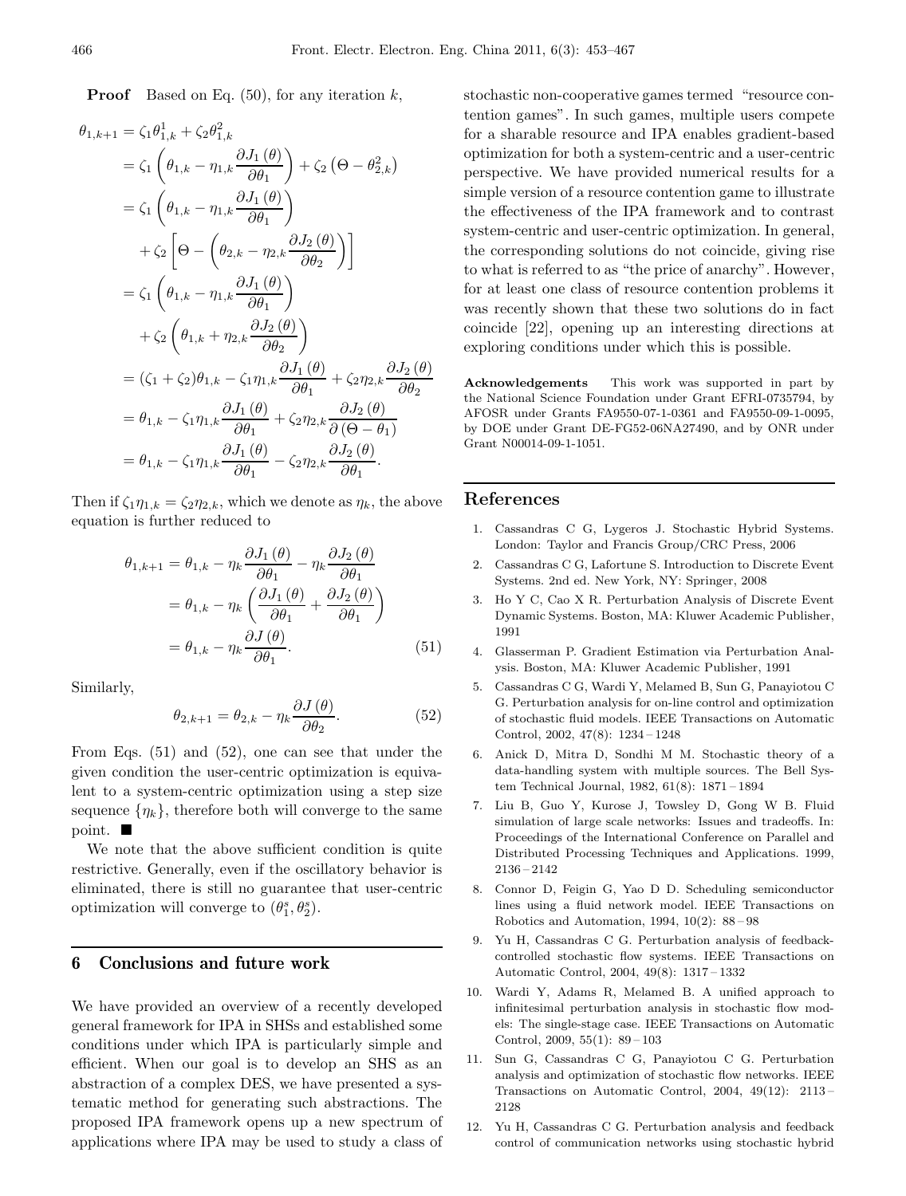**Proof** Based on Eq. (50), for any iteration $k$,

$$
\begin{aligned}
\theta_{1,k+1} &= \zeta_1 \theta_{1,k}^1 + \zeta_2 \theta_{1,k}^2 \\
&= \zeta_1 \left( \theta_{1,k} - \eta_{1,k} \frac{\partial J_1(\theta)}{\partial \theta_1} \right) + \zeta_2 \left( \Theta - \theta_{2,k}^2 \right) \\
&= \zeta_1 \left( \theta_{1,k} - \eta_{1,k} \frac{\partial J_1(\theta)}{\partial \theta_1} \right) \\
&\quad + \zeta_2 \left[ \Theta - \left( \theta_{2,k} - \eta_{2,k} \frac{\partial J_2(\theta)}{\partial \theta_2} \right) \right] \\
&= \zeta_1 \left( \theta_{1,k} - \eta_{1,k} \frac{\partial J_1(\theta)}{\partial \theta_1} \right) \\
&\quad + \zeta_2 \left( \theta_{1,k} + \eta_{2,k} \frac{\partial J_2(\theta)}{\partial \theta_2} \right) \\
&= (\zeta_1 + \zeta_2)\theta_{1,k} - \zeta_1 \eta_{1,k} \frac{\partial J_1(\theta)}{\partial \theta_1} + \zeta_2 \eta_{2,k} \frac{\partial J_2(\theta)}{\partial \theta_2} \\
&= \theta_{1,k} - \zeta_1 \eta_{1,k} \frac{\partial J_1(\theta)}{\partial \theta_1} + \zeta_2 \eta_{2,k} \frac{\partial J_2(\theta)}{\partial (\Theta - \theta_1)} \\
&= \theta_{1,k} - \zeta_1 \eta_{1,k} \frac{\partial J_1(\theta)}{\partial \theta_1} - \zeta_2 \eta_{2,k} \frac{\partial J_2(\theta)}{\partial \theta_1}.
\end{aligned}
$$

Then if $\zeta_1 \eta_{1,k} = \zeta_2 \eta_{2,k}$, which we denote as $\eta_k$, the above equation is further reduced to

$$
\begin{aligned}
\theta_{1,k+1} &= \theta_{1,k} - \eta_k \frac{\partial J_1(\theta)}{\partial \theta_1} - \eta_k \frac{\partial J_2(\theta)}{\partial \theta_1} \\
&= \theta_{1,k} - \eta_k \left( \frac{\partial J_1(\theta)}{\partial \theta_1} + \frac{\partial J_2(\theta)}{\partial \theta_1} \right) \\
&= \theta_{1,k} - \eta_k \frac{\partial J(\theta)}{\partial \theta_1}.
\end{aligned}
\tag{51}
$$

Similarly,

$$
\theta_{2,k+1} = \theta_{2,k} - \eta_k \frac{\partial J(\theta)}{\partial \theta_2}. \tag{52}
$$

From Eqs. (51) and (52), one can see that under the given condition the user-centric optimization is equivalent to a system-centric optimization using a step size sequence $\{\eta_k\}$, therefore both will converge to the same point. ■

We note that the above sufficient condition is quite restrictive. Generally, even if the oscillatory behavior is eliminated, there is still no guarantee that user-centric optimization will converge to $(\theta_1^s, \theta_2^s)$.

## 6 Conclusions and future work

We have provided an overview of a recently developed general framework for IPA in SHSs and established some conditions under which IPA is particularly simple and efficient. When our goal is to develop an SHS as an abstraction of a complex DES, we have presented a systematic method for generating such abstractions. The proposed IPA framework opens up a new spectrum of applications where IPA may be used to study a class of stochastic non-cooperative games termed "resource contention games". In such games, multiple users compete for a sharable resource and IPA enables gradient-based optimization for both a system-centric and a user-centric perspective. We have provided numerical results for a simple version of a resource contention game to illustrate the effectiveness of the IPA framework and to contrast system-centric and user-centric optimization. In general, the corresponding solutions do not coincide, giving rise to what is referred to as "the price of anarchy". However, for at least one class of resource contention problems it was recently shown that these two solutions do in fact coincide [22], opening up an interesting directions at exploring conditions under which this is possible.

**Acknowledgements** This work was supported in part by the National Science Foundation under Grant EFRI-0735794, by AFOSR under Grants FA9550-07-1-0361 and FA9550-09-1-0095, by DOE under Grant DE-FG52-06NA27490, and by ONR under Grant N00014-09-1-1051.

## References

1. Cassandras C G, Lygeros J. Stochastic Hybrid Systems. London: Taylor and Francis Group/CRC Press, 2006
2. Cassandras C G, Lafortune S. Introduction to Discrete Event Systems. 2nd ed. New York, NY: Springer, 2008
3. Ho Y C, Cao X R. Perturbation Analysis of Discrete Event Dynamic Systems. Boston, MA: Kluwer Academic Publisher, 1991
4. Glasserman P. Gradient Estimation via Perturbation Analysis. Boston, MA: Kluwer Academic Publisher, 1991
5. Cassandras C G, Wardi Y, Melamed B, Sun G, Panayiotou C G. Perturbation analysis for on-line control and optimization of stochastic fluid models. IEEE Transactions on Automatic Control, 2002, 47(8): 1234 – 1248
6. Anick D, Mitra D, Sondhi M M. Stochastic theory of a data-handling system with multiple sources. The Bell System Technical Journal, 1982, 61(8): 1871 – 1894
7. Liu B, Guo Y, Kurose J, Towsley D, Gong W B. Fluid simulation of large scale networks: Issues and tradeoffs. In: Proceedings of the International Conference on Parallel and Distributed Processing Techniques and Applications. 1999, 2136 – 2142
8. Connor D, Feigin G, Yao D D. Scheduling semiconductor lines using a fluid network model. IEEE Transactions on Robotics and Automation, 1994, 10(2): 88 – 98
9. Yu H, Cassandras C G. Perturbation analysis of feedback-controlled stochastic flow systems. IEEE Transactions on Automatic Control, 2004, 49(8): 1317 – 1332
10. Wardi Y, Adams R, Melamed B. A unified approach to infinitesimal perturbation analysis in stochastic flow models: The single-stage case. IEEE Transactions on Automatic Control, 2009, 55(1): 89 – 103
11. Sun G, Cassandras C G, Panayiotou C G. Perturbation analysis and optimization of stochastic flow networks. IEEE Transactions on Automatic Control, 2004, 49(12): 2113 – 2128
12. Yu H, Cassandras C G. Perturbation analysis and feedback control of communication networks using stochastic hybrid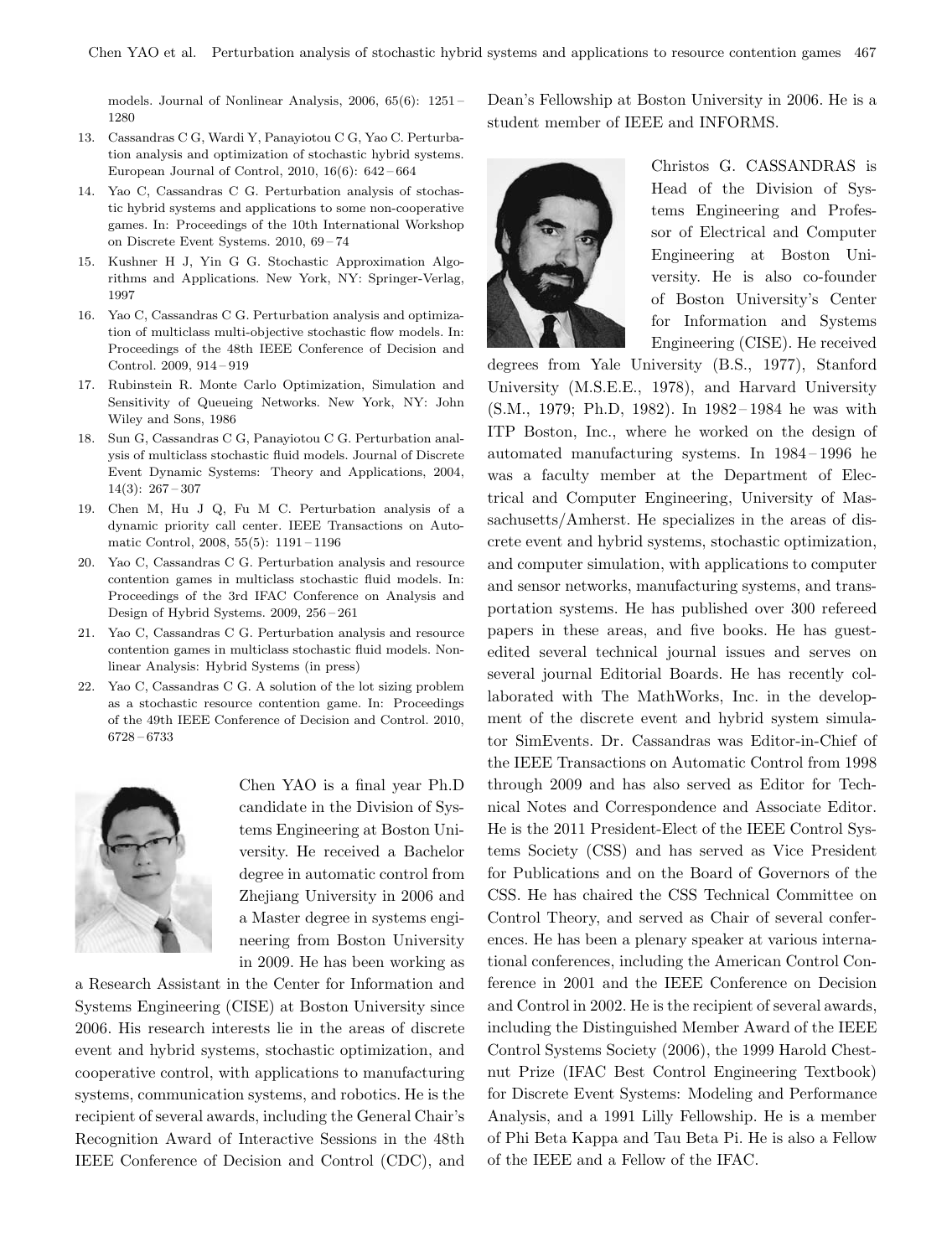models. Journal of Nonlinear Analysis, 2006, 65(6): 1251 – 1280

13. Cassandras C G, Wardi Y, Panayiotou C G, Yao C. Perturbation analysis and optimization of stochastic hybrid systems. European Journal of Control, 2010, 16(6): 642 – 664
14. Yao C, Cassandras C G. Perturbation analysis of stochastic hybrid systems and applications to some non-cooperative games. In: Proceedings of the 10th International Workshop on Discrete Event Systems. 2010, 69 – 74
15. Kushner H J, Yin G G. Stochastic Approximation Algorithms and Applications. New York, NY: Springer-Verlag, 1997
16. Yao C, Cassandras C G. Perturbation analysis and optimization of multiclass multi-objective stochastic flow models. In: Proceedings of the 48th IEEE Conference of Decision and Control. 2009, 914 – 919
17. Rubinstein R. Monte Carlo Optimization, Simulation and Sensitivity of Queueing Networks. New York, NY: John Wiley and Sons, 1986
18. Sun G, Cassandras C G, Panayiotou C G. Perturbation analysis of multiclass stochastic fluid models. Journal of Discrete Event Dynamic Systems: Theory and Applications, 2004, 14(3): 267 – 307
19. Chen M, Hu J Q, Fu M C. Perturbation analysis of a dynamic priority call center. IEEE Transactions on Automatic Control, 2008, 55(5): 1191 – 1196
20. Yao C, Cassandras C G. Perturbation analysis and resource contention games in multiclass stochastic fluid models. In: Proceedings of the 3rd IFAC Conference on Analysis and Design of Hybrid Systems. 2009, 256 – 261
21. Yao C, Cassandras C G. Perturbation analysis and resource contention games in multiclass stochastic fluid models. Nonlinear Analysis: Hybrid Systems (in press)
22. Yao C, Cassandras C G. A solution of the lot sizing problem as a stochastic resource contention game. In: Proceedings of the 49th IEEE Conference of Decision and Control. 2010, 6728 – 6733

Chen YAO is a final year Ph.D candidate in the Division of Systems Engineering at Boston University. He received a Bachelor degree in automatic control from Zhejiang University in 2006 and a Master degree in systems engineering from Boston University in 2009. He has been working as a Research Assistant in the Center for Information and Systems Engineering (CISE) at Boston University since 2006. His research interests lie in the areas of discrete event and hybrid systems, stochastic optimization, and cooperative control, with applications to manufacturing systems, communication systems, and robotics. He is the recipient of several awards, including the General Chair's Recognition Award of Interactive Sessions in the 48th IEEE Conference of Decision and Control (CDC), and Dean's Fellowship at Boston University in 2006. He is a student member of IEEE and INFORMS.

Christos G. CASSANDRAS is Head of the Division of Systems Engineering and Professor of Electrical and Computer Engineering at Boston University. He is also co-founder of Boston University's Center for Information and Systems Engineering (CISE). He received degrees from Yale University (B.S., 1977), Stanford University (M.S.E.E., 1978), and Harvard University (S.M., 1979; Ph.D, 1982). In 1982 – 1984 he was with ITP Boston, Inc., where he worked on the design of automated manufacturing systems. In 1984 – 1996 he was a faculty member at the Department of Electrical and Computer Engineering, University of Massachusetts/Amherst. He specializes in the areas of discrete event and hybrid systems, stochastic optimization, and computer simulation, with applications to computer and sensor networks, manufacturing systems, and transportation systems. He has published over 300 refereed papers in these areas, and five books. He has guest-edited several technical journal issues and serves on several journal Editorial Boards. He has recently collaborated with The MathWorks, Inc. in the development of the discrete event and hybrid system simulator SimEvents. Dr. Cassandras was Editor-in-Chief of the IEEE Transactions on Automatic Control from 1998 through 2009 and has also served as Editor for Technical Notes and Correspondence and Associate Editor. He is the 2011 President-Elect of the IEEE Control Systems Society (CSS) and has served as Vice President for Publications and on the Board of Governors of the CSS. He has chaired the CSS Technical Committee on Control Theory, and served as Chair of several conferences. He has been a plenary speaker at various international conferences, including the American Control Conference in 2001 and the IEEE Conference on Decision and Control in 2002. He is the recipient of several awards, including the Distinguished Member Award of the IEEE Control Systems Society (2006), the 1999 Harold Chestnut Prize (IFAC Best Control Engineering Textbook) for Discrete Event Systems: Modeling and Performance Analysis, and a 1991 Lilly Fellowship. He is a member of Phi Beta Kappa and Tau Beta Pi. He is also a Fellow of the IEEE and a Fellow of the IFAC.